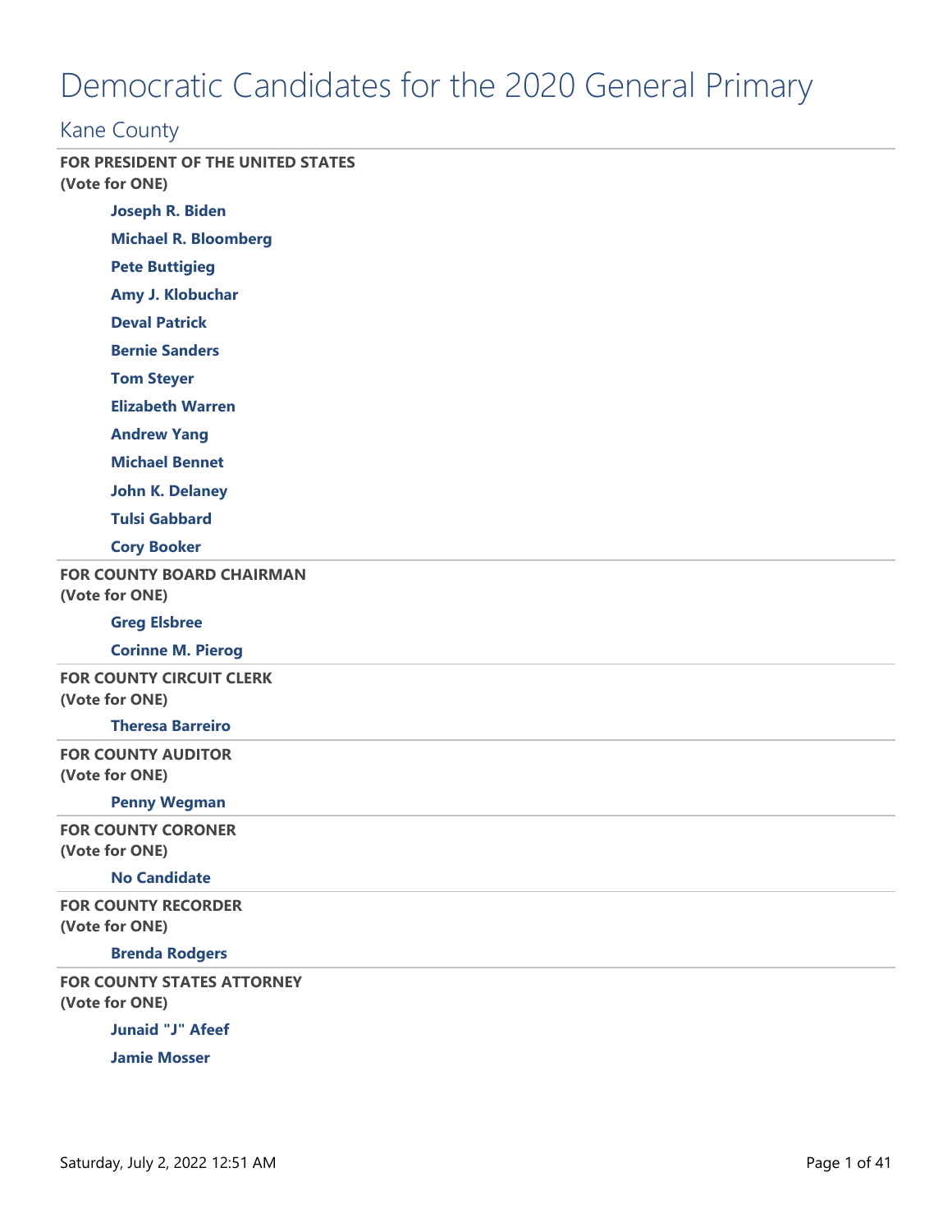# Democratic Candidates for the 2020 General Primary

## Kane County

**FOR PRESIDENT OF THE UNITED STATES**
**(Vote for ONE)**

- **Joseph R. Biden**
- **Michael R. Bloomberg**
- **Pete Buttigieg**
- **Amy J. Klobuchar**
- **Deval Patrick**
- **Bernie Sanders**
- **Tom Steyer**
- **Elizabeth Warren**
- **Andrew Yang**
- **Michael Bennet**
- **John K. Delaney**
- **Tulsi Gabbard**
- **Cory Booker**

---

**FOR COUNTY BOARD CHAIRMAN**
**(Vote for ONE)**

- **Greg Elsbree**
- **Corinne M. Pierog**

---

**FOR COUNTY CIRCUIT CLERK**
**(Vote for ONE)**

- **Theresa Barreiro**

---

**FOR COUNTY AUDITOR**
**(Vote for ONE)**

- **Penny Wegman**

---

**FOR COUNTY CORONER**
**(Vote for ONE)**

- **No Candidate**

---

**FOR COUNTY RECORDER**
**(Vote for ONE)**

- **Brenda Rodgers**

---

**FOR COUNTY STATES ATTORNEY**
**(Vote for ONE)**

- **Junaid "J" Afeef**
- **Jamie Mosser**

Saturday, July 2, 2022 12:51 AM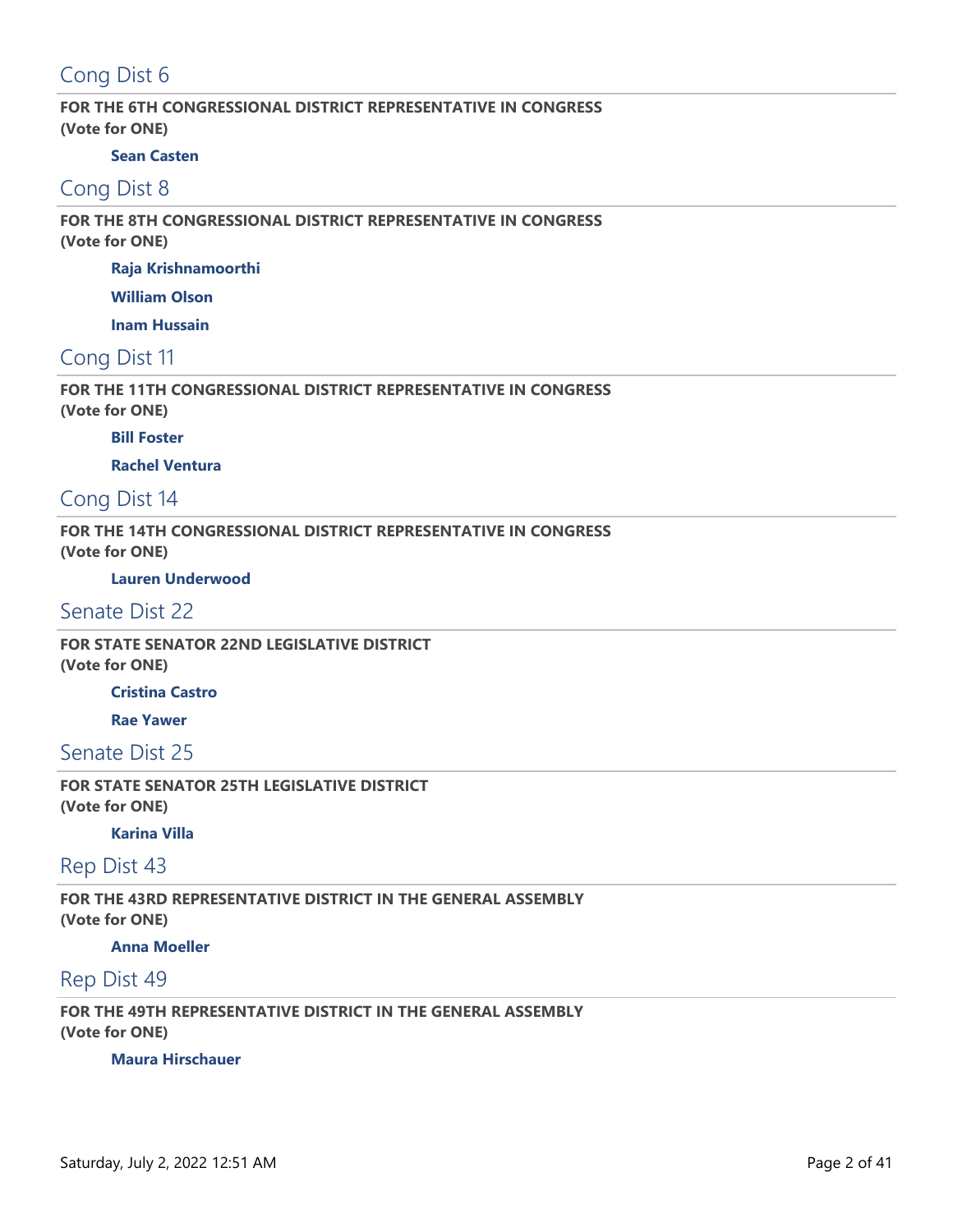## Cong Dist 6

**FOR THE 6TH CONGRESSIONAL DISTRICT REPRESENTATIVE IN CONGRESS**
**(Vote for ONE)**

**Sean Casten**

## Cong Dist 8

**FOR THE 8TH CONGRESSIONAL DISTRICT REPRESENTATIVE IN CONGRESS**
**(Vote for ONE)**

**Raja Krishnamoorthi**

**William Olson**

**Inam Hussain**

## Cong Dist 11

**FOR THE 11TH CONGRESSIONAL DISTRICT REPRESENTATIVE IN CONGRESS**
**(Vote for ONE)**

**Bill Foster**

**Rachel Ventura**

## Cong Dist 14

**FOR THE 14TH CONGRESSIONAL DISTRICT REPRESENTATIVE IN CONGRESS**
**(Vote for ONE)**

**Lauren Underwood**

## Senate Dist 22

**FOR STATE SENATOR 22ND LEGISLATIVE DISTRICT**
**(Vote for ONE)**

**Cristina Castro**

**Rae Yawer**

## Senate Dist 25

**FOR STATE SENATOR 25TH LEGISLATIVE DISTRICT**
**(Vote for ONE)**

**Karina Villa**

## Rep Dist 43

**FOR THE 43RD REPRESENTATIVE DISTRICT IN THE GENERAL ASSEMBLY**
**(Vote for ONE)**

**Anna Moeller**

## Rep Dist 49

**FOR THE 49TH REPRESENTATIVE DISTRICT IN THE GENERAL ASSEMBLY**
**(Vote for ONE)**

**Maura Hirschauer**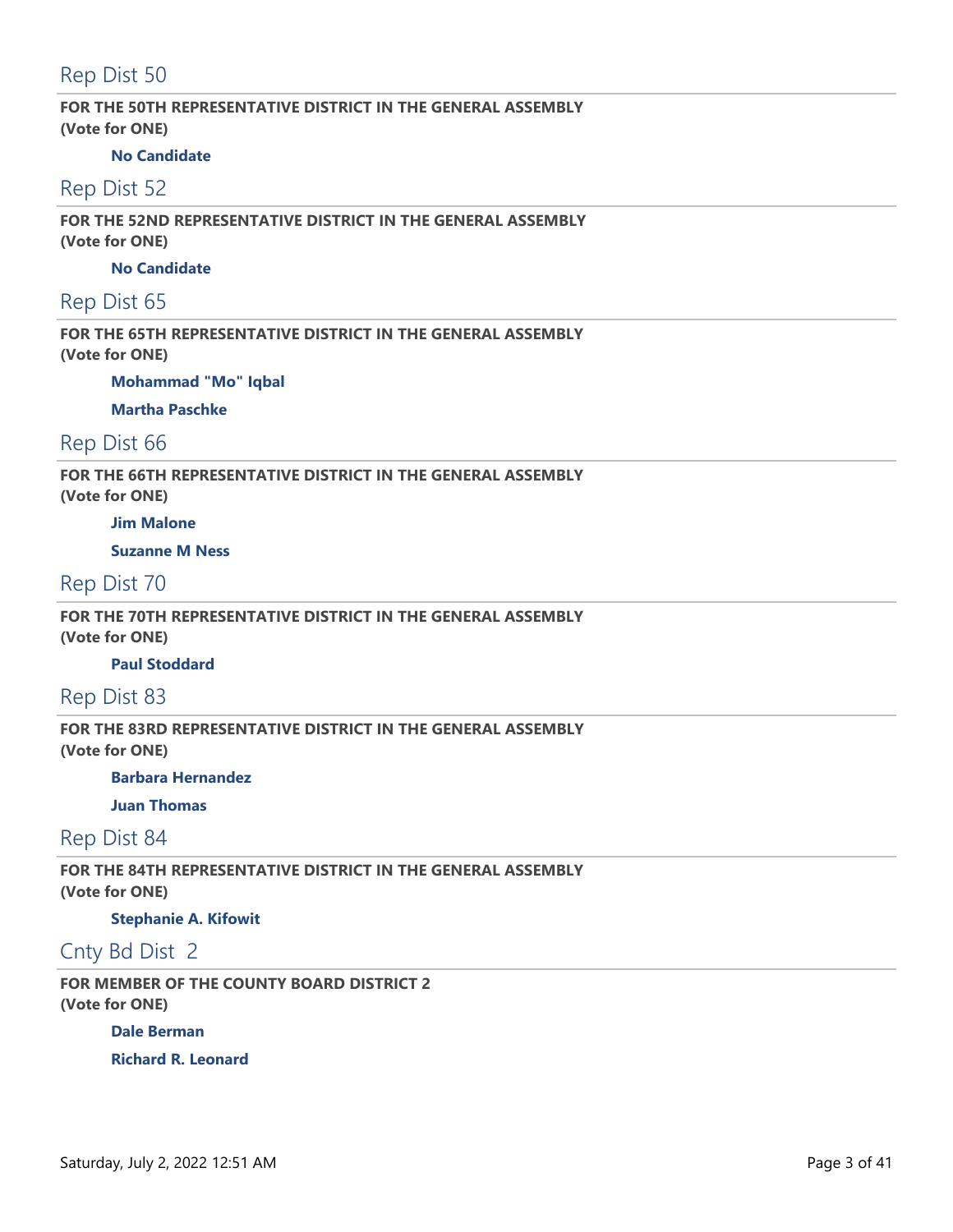## Rep Dist 50

**FOR THE 50TH REPRESENTATIVE DISTRICT IN THE GENERAL ASSEMBLY**
**(Vote for ONE)**

**No Candidate**

## Rep Dist 52

**FOR THE 52ND REPRESENTATIVE DISTRICT IN THE GENERAL ASSEMBLY**
**(Vote for ONE)**

**No Candidate**

## Rep Dist 65

**FOR THE 65TH REPRESENTATIVE DISTRICT IN THE GENERAL ASSEMBLY**
**(Vote for ONE)**

**Mohammad "Mo" Iqbal**

**Martha Paschke**

## Rep Dist 66

**FOR THE 66TH REPRESENTATIVE DISTRICT IN THE GENERAL ASSEMBLY**
**(Vote for ONE)**

**Jim Malone**

**Suzanne M Ness**

## Rep Dist 70

**FOR THE 70TH REPRESENTATIVE DISTRICT IN THE GENERAL ASSEMBLY**
**(Vote for ONE)**

**Paul Stoddard**

## Rep Dist 83

**FOR THE 83RD REPRESENTATIVE DISTRICT IN THE GENERAL ASSEMBLY**
**(Vote for ONE)**

**Barbara Hernandez**

**Juan Thomas**

## Rep Dist 84

**FOR THE 84TH REPRESENTATIVE DISTRICT IN THE GENERAL ASSEMBLY**
**(Vote for ONE)**

**Stephanie A. Kifowit**

## Cnty Bd Dist 2

**FOR MEMBER OF THE COUNTY BOARD DISTRICT 2**
**(Vote for ONE)**

**Dale Berman**

**Richard R. Leonard**

Saturday, July 2, 2022 12:51 AM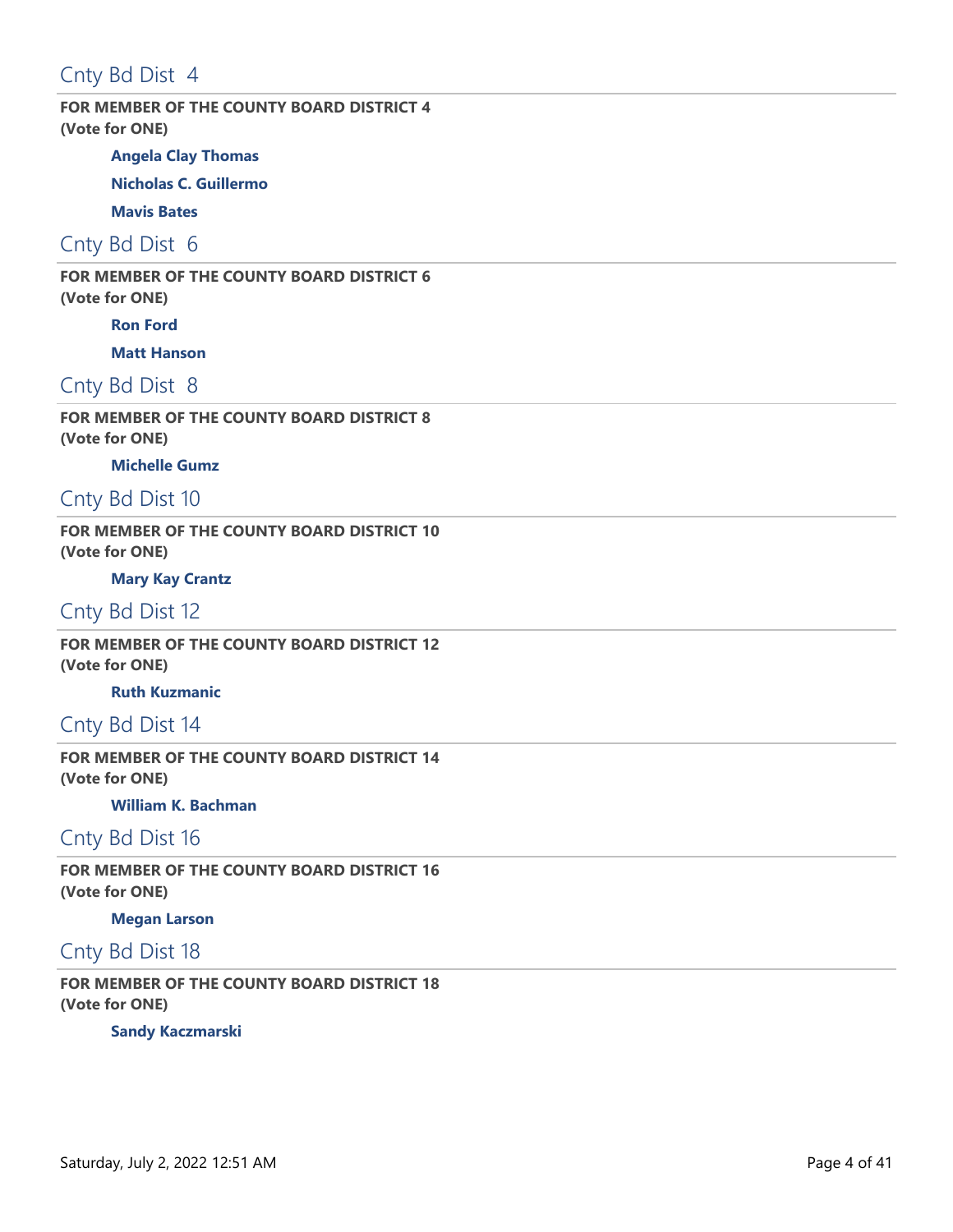## Cnty Bd Dist 4

**FOR MEMBER OF THE COUNTY BOARD DISTRICT 4**
**(Vote for ONE)**

- **Angela Clay Thomas**
- **Nicholas C. Guillermo**
- **Mavis Bates**

## Cnty Bd Dist 6

**FOR MEMBER OF THE COUNTY BOARD DISTRICT 6**
**(Vote for ONE)**

- **Ron Ford**
- **Matt Hanson**

## Cnty Bd Dist 8

**FOR MEMBER OF THE COUNTY BOARD DISTRICT 8**
**(Vote for ONE)**

- **Michelle Gumz**

## Cnty Bd Dist 10

**FOR MEMBER OF THE COUNTY BOARD DISTRICT 10**
**(Vote for ONE)**

- **Mary Kay Crantz**

## Cnty Bd Dist 12

**FOR MEMBER OF THE COUNTY BOARD DISTRICT 12**
**(Vote for ONE)**

- **Ruth Kuzmanic**

## Cnty Bd Dist 14

**FOR MEMBER OF THE COUNTY BOARD DISTRICT 14**
**(Vote for ONE)**

- **William K. Bachman**

## Cnty Bd Dist 16

**FOR MEMBER OF THE COUNTY BOARD DISTRICT 16**
**(Vote for ONE)**

- **Megan Larson**

## Cnty Bd Dist 18

**FOR MEMBER OF THE COUNTY BOARD DISTRICT 18**
**(Vote for ONE)**

- **Sandy Kaczmarski**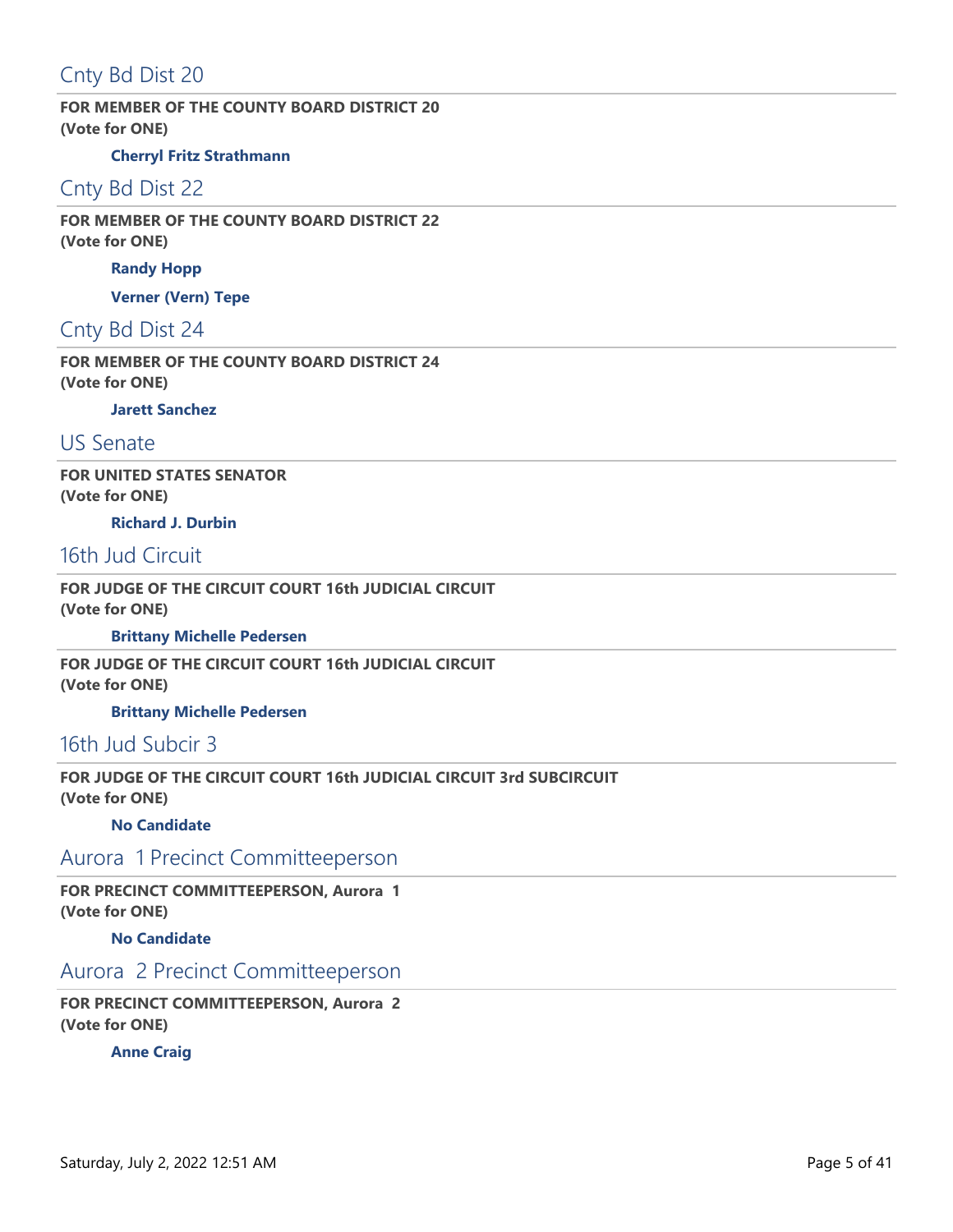## Cnty Bd Dist 20

**FOR MEMBER OF THE COUNTY BOARD DISTRICT 20**
**(Vote for ONE)**

**Cherryl Fritz Strathmann**

## Cnty Bd Dist 22

**FOR MEMBER OF THE COUNTY BOARD DISTRICT 22**
**(Vote for ONE)**

**Randy Hopp**

**Verner (Vern) Tepe**

## Cnty Bd Dist 24

**FOR MEMBER OF THE COUNTY BOARD DISTRICT 24**
**(Vote for ONE)**

**Jarett Sanchez**

## US Senate

**FOR UNITED STATES SENATOR**
**(Vote for ONE)**

**Richard J. Durbin**

## 16th Jud Circuit

**FOR JUDGE OF THE CIRCUIT COURT 16th JUDICIAL CIRCUIT**
**(Vote for ONE)**

**Brittany Michelle Pedersen**

**FOR JUDGE OF THE CIRCUIT COURT 16th JUDICIAL CIRCUIT**
**(Vote for ONE)**

**Brittany Michelle Pedersen**

## 16th Jud Subcir 3

**FOR JUDGE OF THE CIRCUIT COURT 16th JUDICIAL CIRCUIT 3rd SUBCIRCUIT**
**(Vote for ONE)**

**No Candidate**

## Aurora 1 Precinct Committeeperson

**FOR PRECINCT COMMITTEEPERSON, Aurora 1**
**(Vote for ONE)**

**No Candidate**

## Aurora 2 Precinct Committeeperson

**FOR PRECINCT COMMITTEEPERSON, Aurora 2**
**(Vote for ONE)**

**Anne Craig**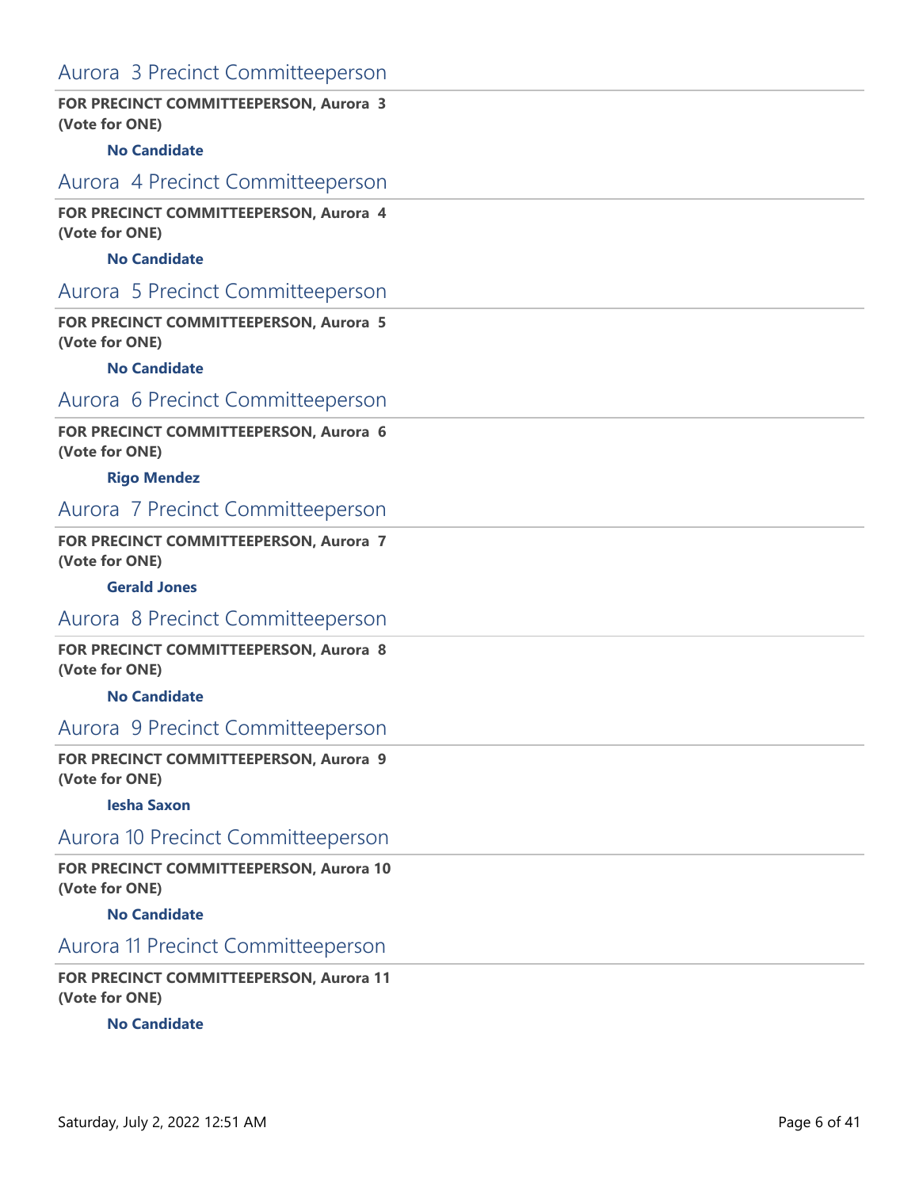## Aurora 3 Precinct Committeeperson

**FOR PRECINCT COMMITTEEPERSON, Aurora 3**
**(Vote for ONE)**

**No Candidate**

## Aurora 4 Precinct Committeeperson

**FOR PRECINCT COMMITTEEPERSON, Aurora 4**
**(Vote for ONE)**

**No Candidate**

## Aurora 5 Precinct Committeeperson

**FOR PRECINCT COMMITTEEPERSON, Aurora 5**
**(Vote for ONE)**

**No Candidate**

## Aurora 6 Precinct Committeeperson

**FOR PRECINCT COMMITTEEPERSON, Aurora 6**
**(Vote for ONE)**

**Rigo Mendez**

## Aurora 7 Precinct Committeeperson

**FOR PRECINCT COMMITTEEPERSON, Aurora 7**
**(Vote for ONE)**

**Gerald Jones**

## Aurora 8 Precinct Committeeperson

**FOR PRECINCT COMMITTEEPERSON, Aurora 8**
**(Vote for ONE)**

**No Candidate**

## Aurora 9 Precinct Committeeperson

**FOR PRECINCT COMMITTEEPERSON, Aurora 9**
**(Vote for ONE)**

**Iesha Saxon**

## Aurora 10 Precinct Committeeperson

**FOR PRECINCT COMMITTEEPERSON, Aurora 10**
**(Vote for ONE)**

**No Candidate**

## Aurora 11 Precinct Committeeperson

**FOR PRECINCT COMMITTEEPERSON, Aurora 11**
**(Vote for ONE)**

**No Candidate**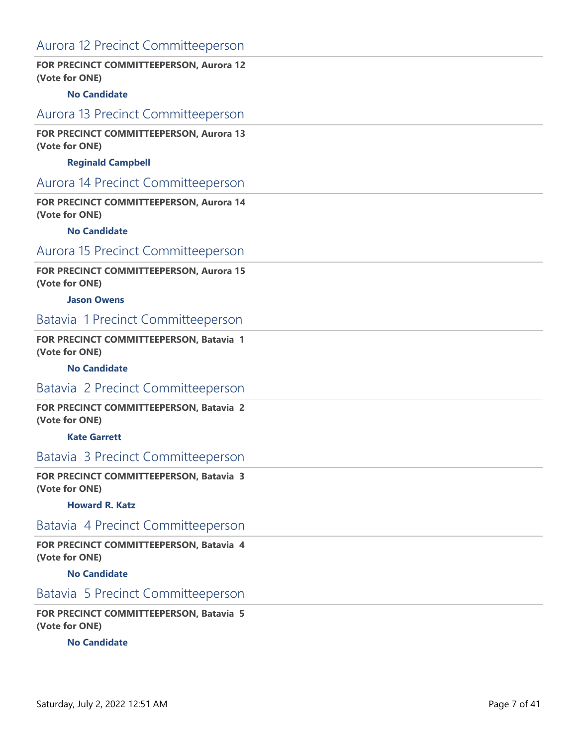## Aurora 12 Precinct Committeeperson

**FOR PRECINCT COMMITTEEPERSON, Aurora 12**
**(Vote for ONE)**

**No Candidate**

## Aurora 13 Precinct Committeeperson

**FOR PRECINCT COMMITTEEPERSON, Aurora 13**
**(Vote for ONE)**

**Reginald Campbell**

## Aurora 14 Precinct Committeeperson

**FOR PRECINCT COMMITTEEPERSON, Aurora 14**
**(Vote for ONE)**

**No Candidate**

## Aurora 15 Precinct Committeeperson

**FOR PRECINCT COMMITTEEPERSON, Aurora 15**
**(Vote for ONE)**

**Jason Owens**

## Batavia 1 Precinct Committeeperson

**FOR PRECINCT COMMITTEEPERSON, Batavia 1**
**(Vote for ONE)**

**No Candidate**

## Batavia 2 Precinct Committeeperson

**FOR PRECINCT COMMITTEEPERSON, Batavia 2**
**(Vote for ONE)**

**Kate Garrett**

## Batavia 3 Precinct Committeeperson

**FOR PRECINCT COMMITTEEPERSON, Batavia 3**
**(Vote for ONE)**

**Howard R. Katz**

## Batavia 4 Precinct Committeeperson

**FOR PRECINCT COMMITTEEPERSON, Batavia 4**
**(Vote for ONE)**

**No Candidate**

## Batavia 5 Precinct Committeeperson

**FOR PRECINCT COMMITTEEPERSON, Batavia 5**
**(Vote for ONE)**

**No Candidate**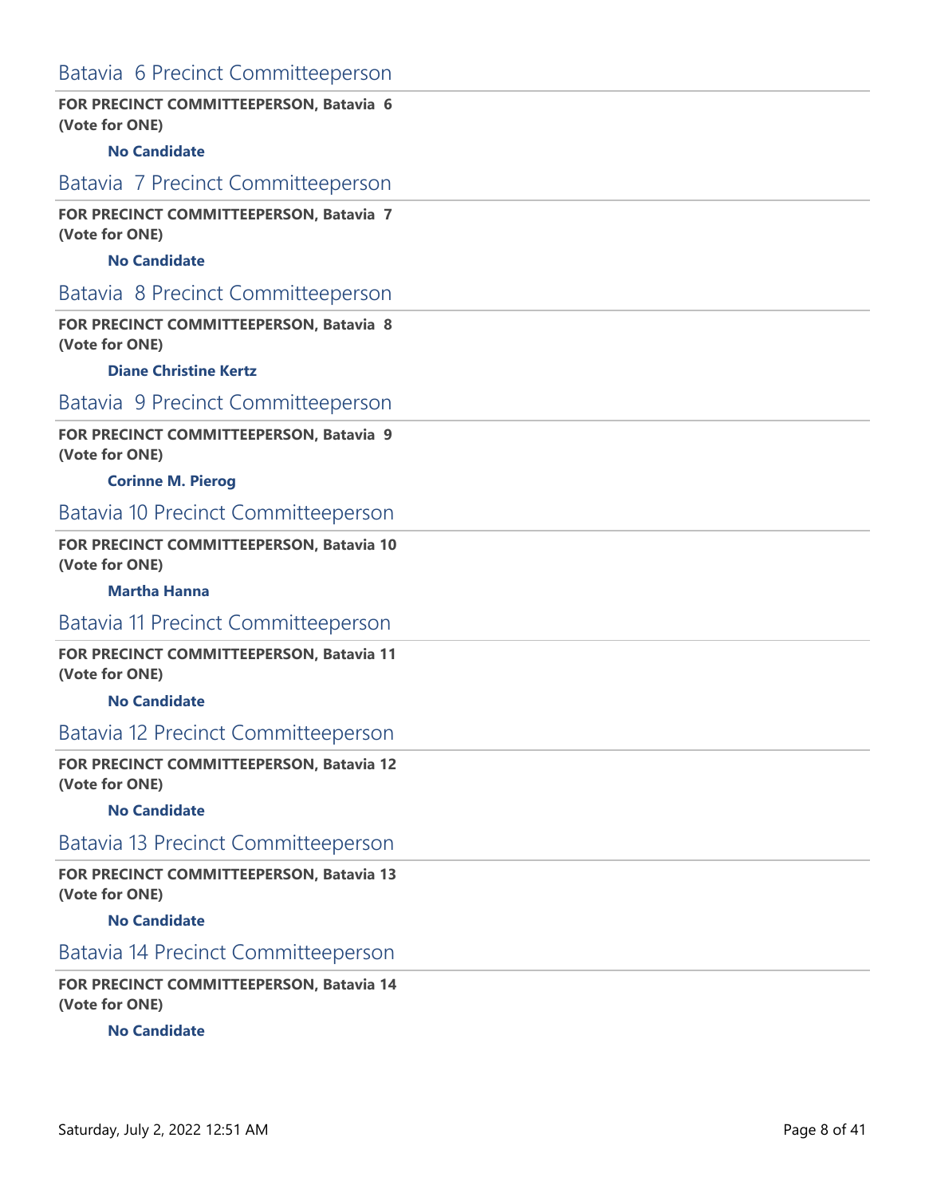## Batavia 6 Precinct Committeeperson

**FOR PRECINCT COMMITTEEPERSON, Batavia 6**
**(Vote for ONE)**

**No Candidate**

## Batavia 7 Precinct Committeeperson

**FOR PRECINCT COMMITTEEPERSON, Batavia 7**
**(Vote for ONE)**

**No Candidate**

## Batavia 8 Precinct Committeeperson

**FOR PRECINCT COMMITTEEPERSON, Batavia 8**
**(Vote for ONE)**

**Diane Christine Kertz**

## Batavia 9 Precinct Committeeperson

**FOR PRECINCT COMMITTEEPERSON, Batavia 9**
**(Vote for ONE)**

**Corinne M. Pierog**

## Batavia 10 Precinct Committeeperson

**FOR PRECINCT COMMITTEEPERSON, Batavia 10**
**(Vote for ONE)**

**Martha Hanna**

## Batavia 11 Precinct Committeeperson

**FOR PRECINCT COMMITTEEPERSON, Batavia 11**
**(Vote for ONE)**

**No Candidate**

## Batavia 12 Precinct Committeeperson

**FOR PRECINCT COMMITTEEPERSON, Batavia 12**
**(Vote for ONE)**

**No Candidate**

## Batavia 13 Precinct Committeeperson

**FOR PRECINCT COMMITTEEPERSON, Batavia 13**
**(Vote for ONE)**

**No Candidate**

## Batavia 14 Precinct Committeeperson

**FOR PRECINCT COMMITTEEPERSON, Batavia 14**
**(Vote for ONE)**

**No Candidate**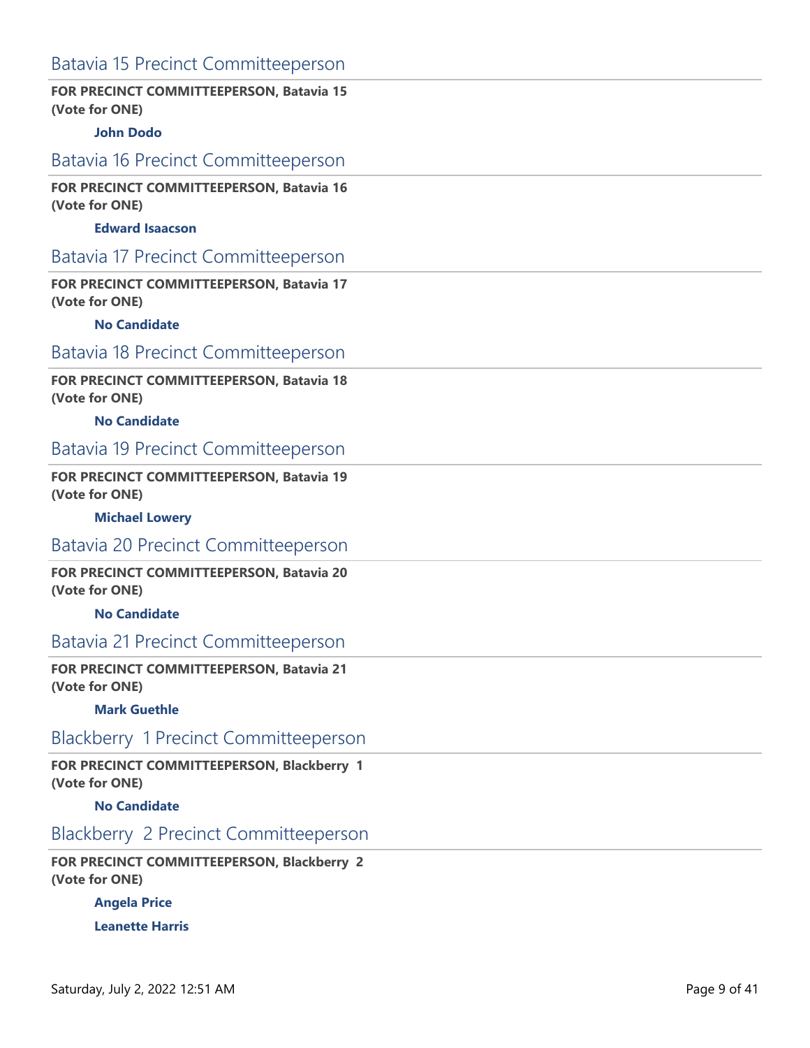## Batavia 15 Precinct Committeeperson

**FOR PRECINCT COMMITTEEPERSON, Batavia 15**
**(Vote for ONE)**

**John Dodo**

## Batavia 16 Precinct Committeeperson

**FOR PRECINCT COMMITTEEPERSON, Batavia 16**
**(Vote for ONE)**

**Edward Isaacson**

## Batavia 17 Precinct Committeeperson

**FOR PRECINCT COMMITTEEPERSON, Batavia 17**
**(Vote for ONE)**

**No Candidate**

## Batavia 18 Precinct Committeeperson

**FOR PRECINCT COMMITTEEPERSON, Batavia 18**
**(Vote for ONE)**

**No Candidate**

## Batavia 19 Precinct Committeeperson

**FOR PRECINCT COMMITTEEPERSON, Batavia 19**
**(Vote for ONE)**

**Michael Lowery**

## Batavia 20 Precinct Committeeperson

**FOR PRECINCT COMMITTEEPERSON, Batavia 20**
**(Vote for ONE)**

**No Candidate**

## Batavia 21 Precinct Committeeperson

**FOR PRECINCT COMMITTEEPERSON, Batavia 21**
**(Vote for ONE)**

**Mark Guethle**

## Blackberry 1 Precinct Committeeperson

**FOR PRECINCT COMMITTEEPERSON, Blackberry 1**
**(Vote for ONE)**

**No Candidate**

## Blackberry 2 Precinct Committeeperson

**FOR PRECINCT COMMITTEEPERSON, Blackberry 2**
**(Vote for ONE)**

**Angela Price**

**Leanette Harris**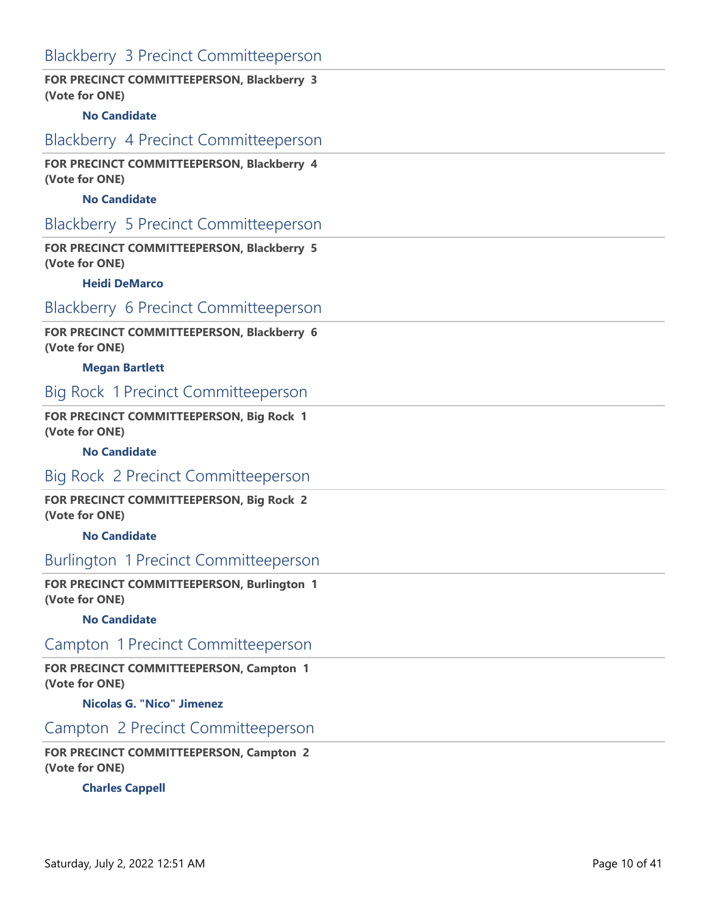## Blackberry 3 Precinct Committeeperson

**FOR PRECINCT COMMITTEEPERSON, Blackberry 3**
**(Vote for ONE)**

**No Candidate**

## Blackberry 4 Precinct Committeeperson

**FOR PRECINCT COMMITTEEPERSON, Blackberry 4**
**(Vote for ONE)**

**No Candidate**

## Blackberry 5 Precinct Committeeperson

**FOR PRECINCT COMMITTEEPERSON, Blackberry 5**
**(Vote for ONE)**

**Heidi DeMarco**

## Blackberry 6 Precinct Committeeperson

**FOR PRECINCT COMMITTEEPERSON, Blackberry 6**
**(Vote for ONE)**

**Megan Bartlett**

## Big Rock 1 Precinct Committeeperson

**FOR PRECINCT COMMITTEEPERSON, Big Rock 1**
**(Vote for ONE)**

**No Candidate**

## Big Rock 2 Precinct Committeeperson

**FOR PRECINCT COMMITTEEPERSON, Big Rock 2**
**(Vote for ONE)**

**No Candidate**

## Burlington 1 Precinct Committeeperson

**FOR PRECINCT COMMITTEEPERSON, Burlington 1**
**(Vote for ONE)**

**No Candidate**

## Campton 1 Precinct Committeeperson

**FOR PRECINCT COMMITTEEPERSON, Campton 1**
**(Vote for ONE)**

**Nicolas G. "Nico" Jimenez**

## Campton 2 Precinct Committeeperson

**FOR PRECINCT COMMITTEEPERSON, Campton 2**
**(Vote for ONE)**

**Charles Cappell**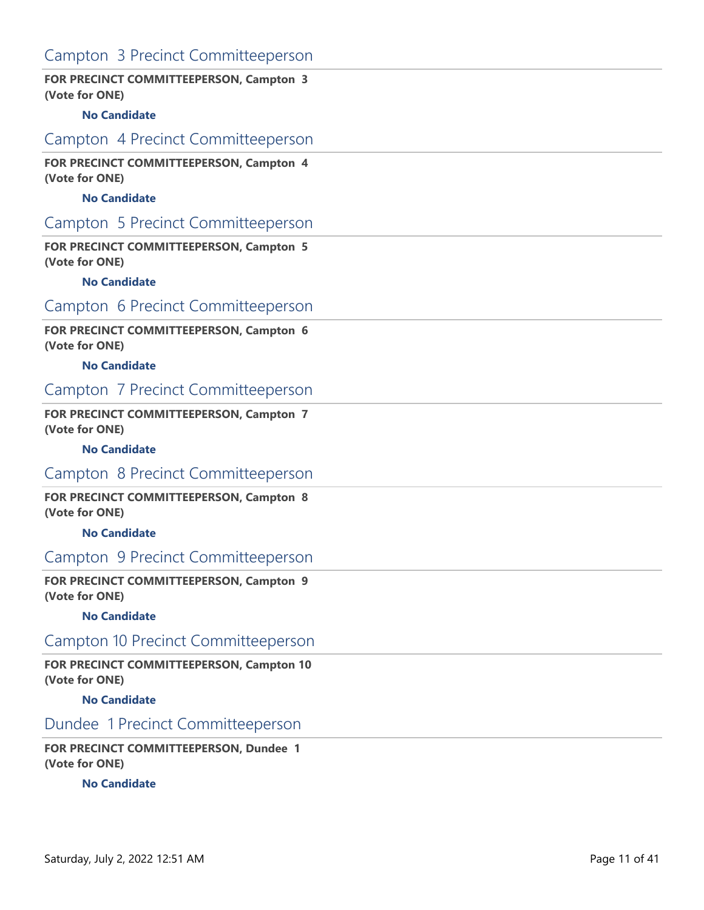## Campton 3 Precinct Committeeperson

**FOR PRECINCT COMMITTEEPERSON, Campton 3**
**(Vote for ONE)**

**No Candidate**

## Campton 4 Precinct Committeeperson

**FOR PRECINCT COMMITTEEPERSON, Campton 4**
**(Vote for ONE)**

**No Candidate**

## Campton 5 Precinct Committeeperson

**FOR PRECINCT COMMITTEEPERSON, Campton 5**
**(Vote for ONE)**

**No Candidate**

## Campton 6 Precinct Committeeperson

**FOR PRECINCT COMMITTEEPERSON, Campton 6**
**(Vote for ONE)**

**No Candidate**

## Campton 7 Precinct Committeeperson

**FOR PRECINCT COMMITTEEPERSON, Campton 7**
**(Vote for ONE)**

**No Candidate**

## Campton 8 Precinct Committeeperson

**FOR PRECINCT COMMITTEEPERSON, Campton 8**
**(Vote for ONE)**

**No Candidate**

## Campton 9 Precinct Committeeperson

**FOR PRECINCT COMMITTEEPERSON, Campton 9**
**(Vote for ONE)**

**No Candidate**

## Campton 10 Precinct Committeeperson

**FOR PRECINCT COMMITTEEPERSON, Campton 10**
**(Vote for ONE)**

**No Candidate**

## Dundee 1 Precinct Committeeperson

**FOR PRECINCT COMMITTEEPERSON, Dundee 1**
**(Vote for ONE)**

**No Candidate**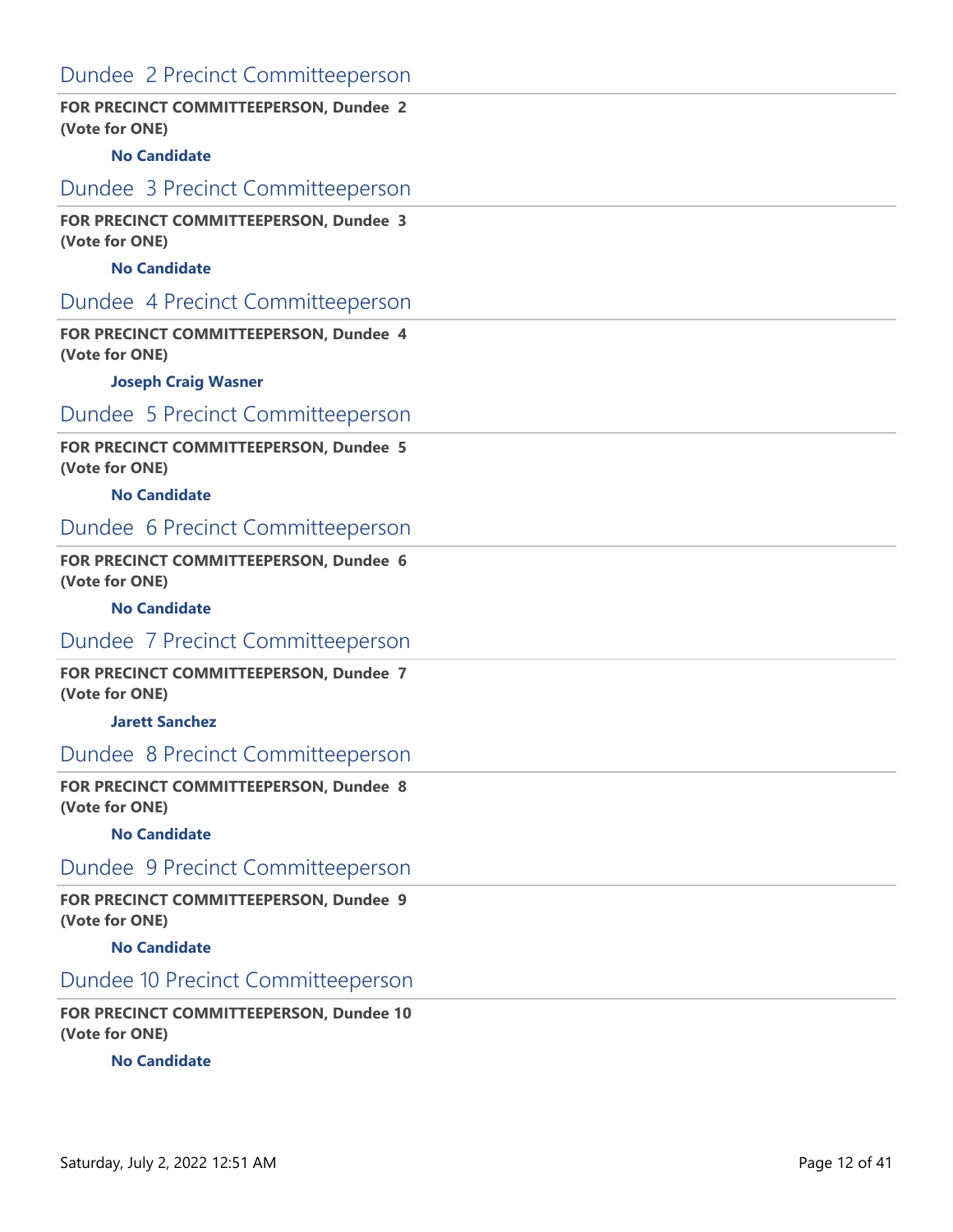## Dundee 2 Precinct Committeeperson

**FOR PRECINCT COMMITTEEPERSON, Dundee 2**
**(Vote for ONE)**

**No Candidate**

## Dundee 3 Precinct Committeeperson

**FOR PRECINCT COMMITTEEPERSON, Dundee 3**
**(Vote for ONE)**

**No Candidate**

## Dundee 4 Precinct Committeeperson

**FOR PRECINCT COMMITTEEPERSON, Dundee 4**
**(Vote for ONE)**

**Joseph Craig Wasner**

## Dundee 5 Precinct Committeeperson

**FOR PRECINCT COMMITTEEPERSON, Dundee 5**
**(Vote for ONE)**

**No Candidate**

## Dundee 6 Precinct Committeeperson

**FOR PRECINCT COMMITTEEPERSON, Dundee 6**
**(Vote for ONE)**

**No Candidate**

## Dundee 7 Precinct Committeeperson

**FOR PRECINCT COMMITTEEPERSON, Dundee 7**
**(Vote for ONE)**

**Jarett Sanchez**

## Dundee 8 Precinct Committeeperson

**FOR PRECINCT COMMITTEEPERSON, Dundee 8**
**(Vote for ONE)**

**No Candidate**

## Dundee 9 Precinct Committeeperson

**FOR PRECINCT COMMITTEEPERSON, Dundee 9**
**(Vote for ONE)**

**No Candidate**

## Dundee 10 Precinct Committeeperson

**FOR PRECINCT COMMITTEEPERSON, Dundee 10**
**(Vote for ONE)**

**No Candidate**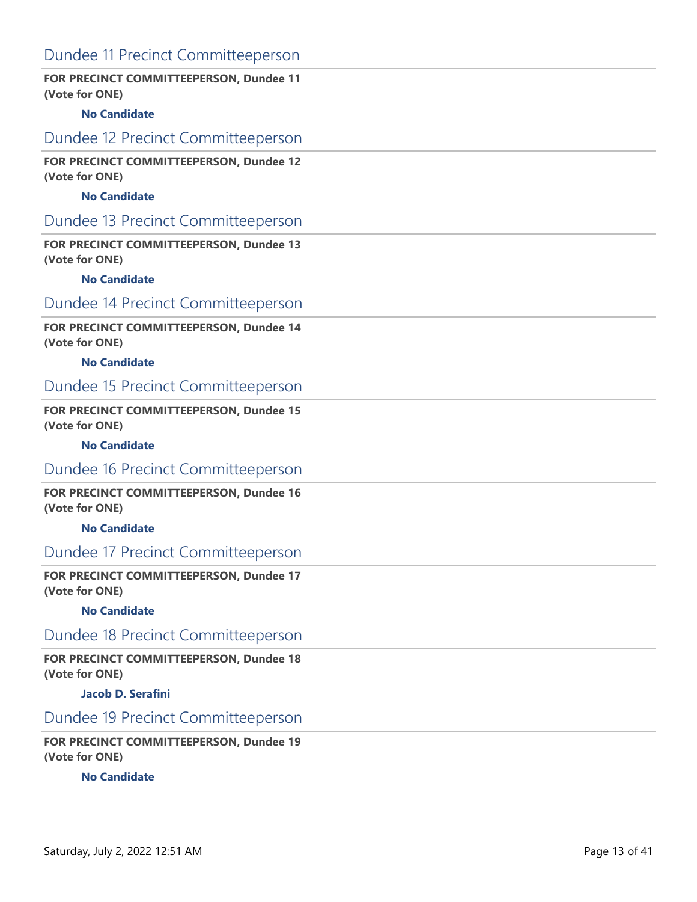## Dundee 11 Precinct Committeeperson

**FOR PRECINCT COMMITTEEPERSON, Dundee 11**
**(Vote for ONE)**

**No Candidate**

## Dundee 12 Precinct Committeeperson

**FOR PRECINCT COMMITTEEPERSON, Dundee 12**
**(Vote for ONE)**

**No Candidate**

## Dundee 13 Precinct Committeeperson

**FOR PRECINCT COMMITTEEPERSON, Dundee 13**
**(Vote for ONE)**

**No Candidate**

## Dundee 14 Precinct Committeeperson

**FOR PRECINCT COMMITTEEPERSON, Dundee 14**
**(Vote for ONE)**

**No Candidate**

## Dundee 15 Precinct Committeeperson

**FOR PRECINCT COMMITTEEPERSON, Dundee 15**
**(Vote for ONE)**

**No Candidate**

## Dundee 16 Precinct Committeeperson

**FOR PRECINCT COMMITTEEPERSON, Dundee 16**
**(Vote for ONE)**

**No Candidate**

## Dundee 17 Precinct Committeeperson

**FOR PRECINCT COMMITTEEPERSON, Dundee 17**
**(Vote for ONE)**

**No Candidate**

## Dundee 18 Precinct Committeeperson

**FOR PRECINCT COMMITTEEPERSON, Dundee 18**
**(Vote for ONE)**

**Jacob D. Serafini**

## Dundee 19 Precinct Committeeperson

**FOR PRECINCT COMMITTEEPERSON, Dundee 19**
**(Vote for ONE)**

**No Candidate**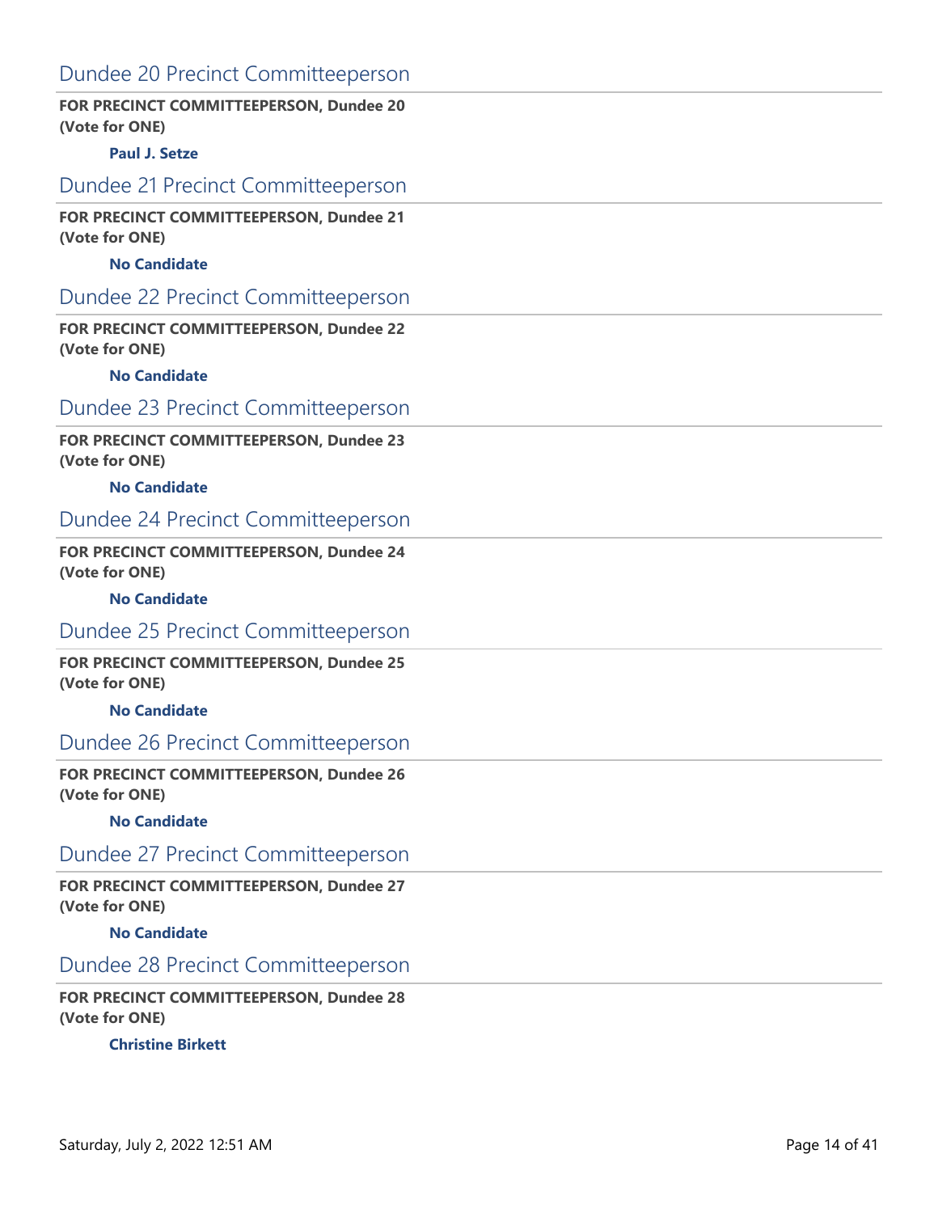## Dundee 20 Precinct Committeeperson

**FOR PRECINCT COMMITTEEPERSON, Dundee 20**
**(Vote for ONE)**

**Paul J. Setze**

## Dundee 21 Precinct Committeeperson

**FOR PRECINCT COMMITTEEPERSON, Dundee 21**
**(Vote for ONE)**

**No Candidate**

## Dundee 22 Precinct Committeeperson

**FOR PRECINCT COMMITTEEPERSON, Dundee 22**
**(Vote for ONE)**

**No Candidate**

## Dundee 23 Precinct Committeeperson

**FOR PRECINCT COMMITTEEPERSON, Dundee 23**
**(Vote for ONE)**

**No Candidate**

## Dundee 24 Precinct Committeeperson

**FOR PRECINCT COMMITTEEPERSON, Dundee 24**
**(Vote for ONE)**

**No Candidate**

## Dundee 25 Precinct Committeeperson

**FOR PRECINCT COMMITTEEPERSON, Dundee 25**
**(Vote for ONE)**

**No Candidate**

## Dundee 26 Precinct Committeeperson

**FOR PRECINCT COMMITTEEPERSON, Dundee 26**
**(Vote for ONE)**

**No Candidate**

## Dundee 27 Precinct Committeeperson

**FOR PRECINCT COMMITTEEPERSON, Dundee 27**
**(Vote for ONE)**

**No Candidate**

## Dundee 28 Precinct Committeeperson

**FOR PRECINCT COMMITTEEPERSON, Dundee 28**
**(Vote for ONE)**

**Christine Birkett**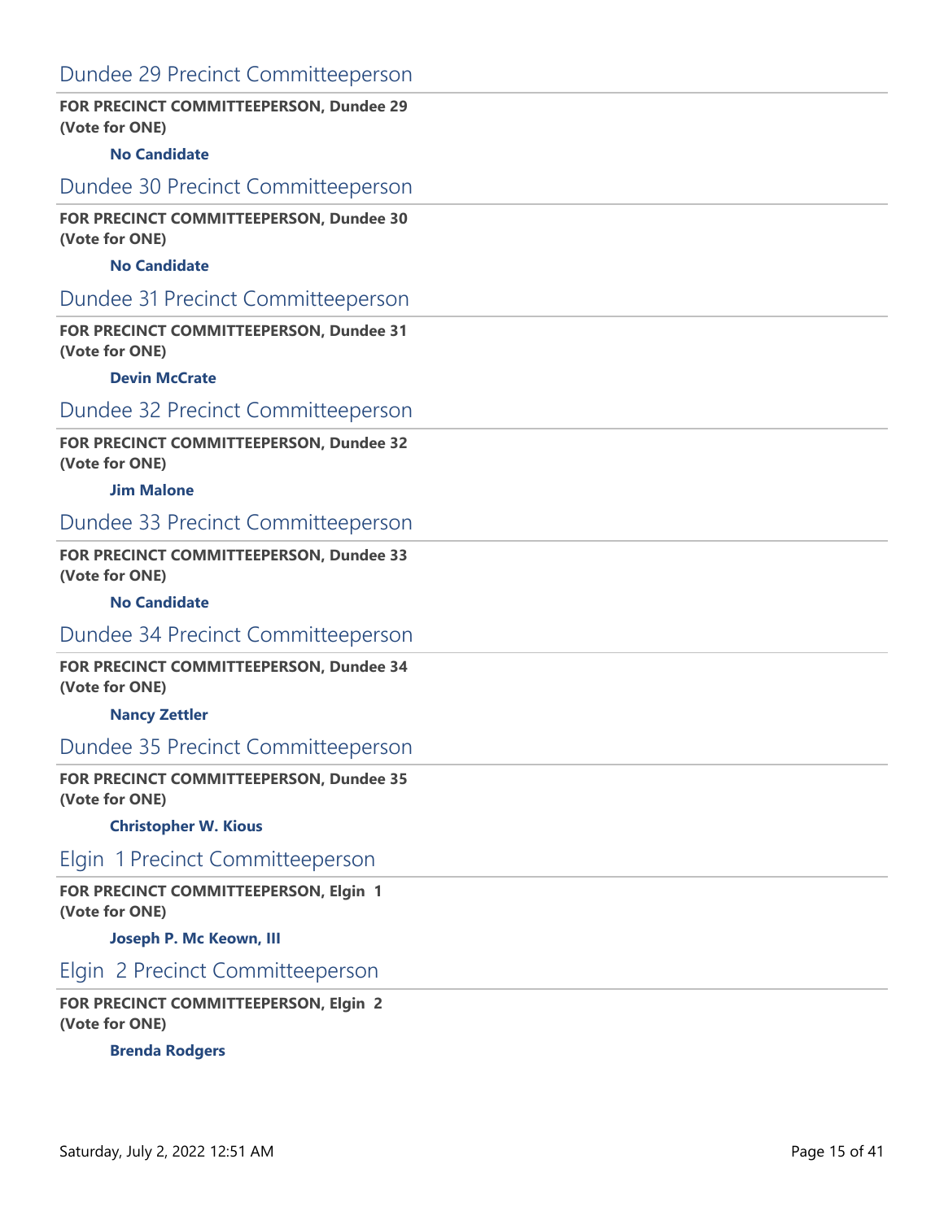## Dundee 29 Precinct Committeeperson

**FOR PRECINCT COMMITTEEPERSON, Dundee 29**
**(Vote for ONE)**

**No Candidate**

## Dundee 30 Precinct Committeeperson

**FOR PRECINCT COMMITTEEPERSON, Dundee 30**
**(Vote for ONE)**

**No Candidate**

## Dundee 31 Precinct Committeeperson

**FOR PRECINCT COMMITTEEPERSON, Dundee 31**
**(Vote for ONE)**

**Devin McCrate**

## Dundee 32 Precinct Committeeperson

**FOR PRECINCT COMMITTEEPERSON, Dundee 32**
**(Vote for ONE)**

**Jim Malone**

## Dundee 33 Precinct Committeeperson

**FOR PRECINCT COMMITTEEPERSON, Dundee 33**
**(Vote for ONE)**

**No Candidate**

## Dundee 34 Precinct Committeeperson

**FOR PRECINCT COMMITTEEPERSON, Dundee 34**
**(Vote for ONE)**

**Nancy Zettler**

## Dundee 35 Precinct Committeeperson

**FOR PRECINCT COMMITTEEPERSON, Dundee 35**
**(Vote for ONE)**

**Christopher W. Kious**

## Elgin 1 Precinct Committeeperson

**FOR PRECINCT COMMITTEEPERSON, Elgin 1**
**(Vote for ONE)**

**Joseph P. Mc Keown, III**

## Elgin 2 Precinct Committeeperson

**FOR PRECINCT COMMITTEEPERSON, Elgin 2**
**(Vote for ONE)**

**Brenda Rodgers**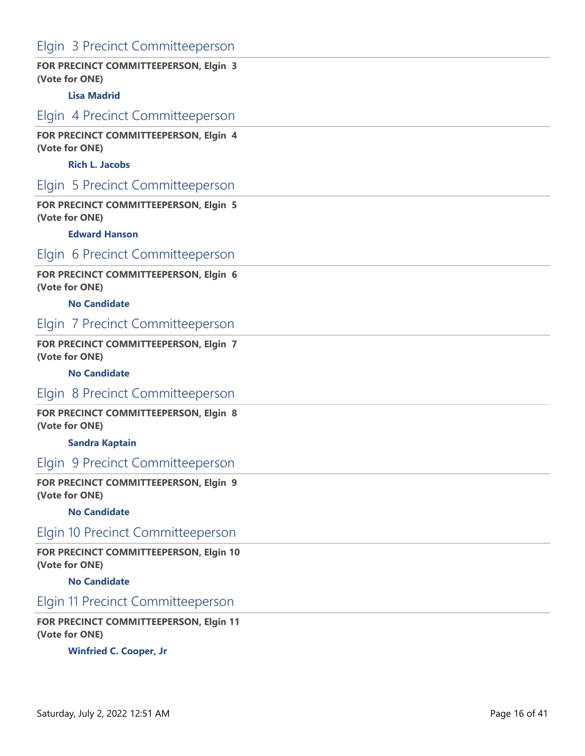## Elgin 3 Precinct Committeeperson

**FOR PRECINCT COMMITTEEPERSON, Elgin 3**
**(Vote for ONE)**

**Lisa Madrid**

## Elgin 4 Precinct Committeeperson

**FOR PRECINCT COMMITTEEPERSON, Elgin 4**
**(Vote for ONE)**

**Rich L. Jacobs**

## Elgin 5 Precinct Committeeperson

**FOR PRECINCT COMMITTEEPERSON, Elgin 5**
**(Vote for ONE)**

**Edward Hanson**

## Elgin 6 Precinct Committeeperson

**FOR PRECINCT COMMITTEEPERSON, Elgin 6**
**(Vote for ONE)**

**No Candidate**

## Elgin 7 Precinct Committeeperson

**FOR PRECINCT COMMITTEEPERSON, Elgin 7**
**(Vote for ONE)**

**No Candidate**

## Elgin 8 Precinct Committeeperson

**FOR PRECINCT COMMITTEEPERSON, Elgin 8**
**(Vote for ONE)**

**Sandra Kaptain**

## Elgin 9 Precinct Committeeperson

**FOR PRECINCT COMMITTEEPERSON, Elgin 9**
**(Vote for ONE)**

**No Candidate**

## Elgin 10 Precinct Committeeperson

**FOR PRECINCT COMMITTEEPERSON, Elgin 10**
**(Vote for ONE)**

**No Candidate**

## Elgin 11 Precinct Committeeperson

**FOR PRECINCT COMMITTEEPERSON, Elgin 11**
**(Vote for ONE)**

**Winfried C. Cooper, Jr**

Saturday, July 2, 2022 12:51 AM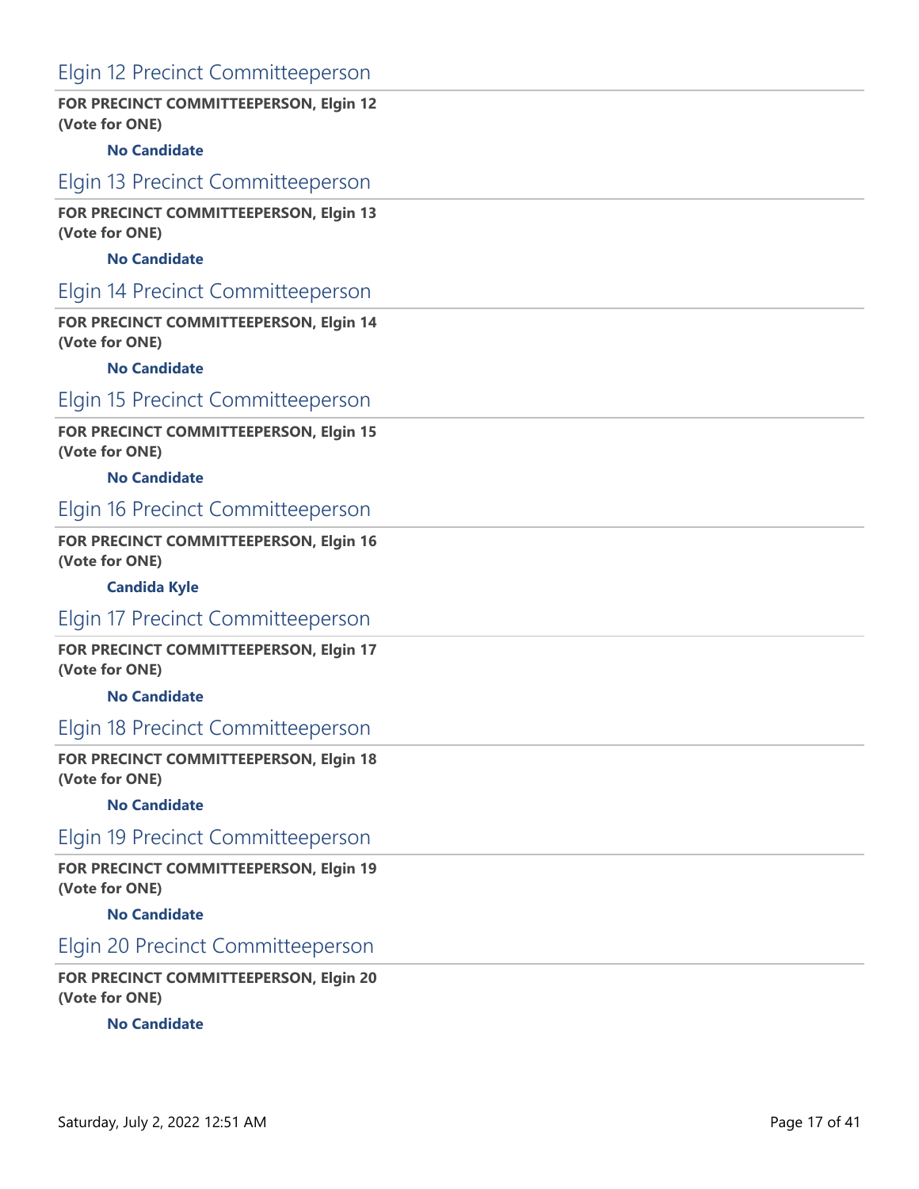## Elgin 12 Precinct Committeeperson

**FOR PRECINCT COMMITTEEPERSON, Elgin 12**
**(Vote for ONE)**

**No Candidate**

## Elgin 13 Precinct Committeeperson

**FOR PRECINCT COMMITTEEPERSON, Elgin 13**
**(Vote for ONE)**

**No Candidate**

## Elgin 14 Precinct Committeeperson

**FOR PRECINCT COMMITTEEPERSON, Elgin 14**
**(Vote for ONE)**

**No Candidate**

## Elgin 15 Precinct Committeeperson

**FOR PRECINCT COMMITTEEPERSON, Elgin 15**
**(Vote for ONE)**

**No Candidate**

## Elgin 16 Precinct Committeeperson

**FOR PRECINCT COMMITTEEPERSON, Elgin 16**
**(Vote for ONE)**

**Candida Kyle**

## Elgin 17 Precinct Committeeperson

**FOR PRECINCT COMMITTEEPERSON, Elgin 17**
**(Vote for ONE)**

**No Candidate**

## Elgin 18 Precinct Committeeperson

**FOR PRECINCT COMMITTEEPERSON, Elgin 18**
**(Vote for ONE)**

**No Candidate**

## Elgin 19 Precinct Committeeperson

**FOR PRECINCT COMMITTEEPERSON, Elgin 19**
**(Vote for ONE)**

**No Candidate**

## Elgin 20 Precinct Committeeperson

**FOR PRECINCT COMMITTEEPERSON, Elgin 20**
**(Vote for ONE)**

**No Candidate**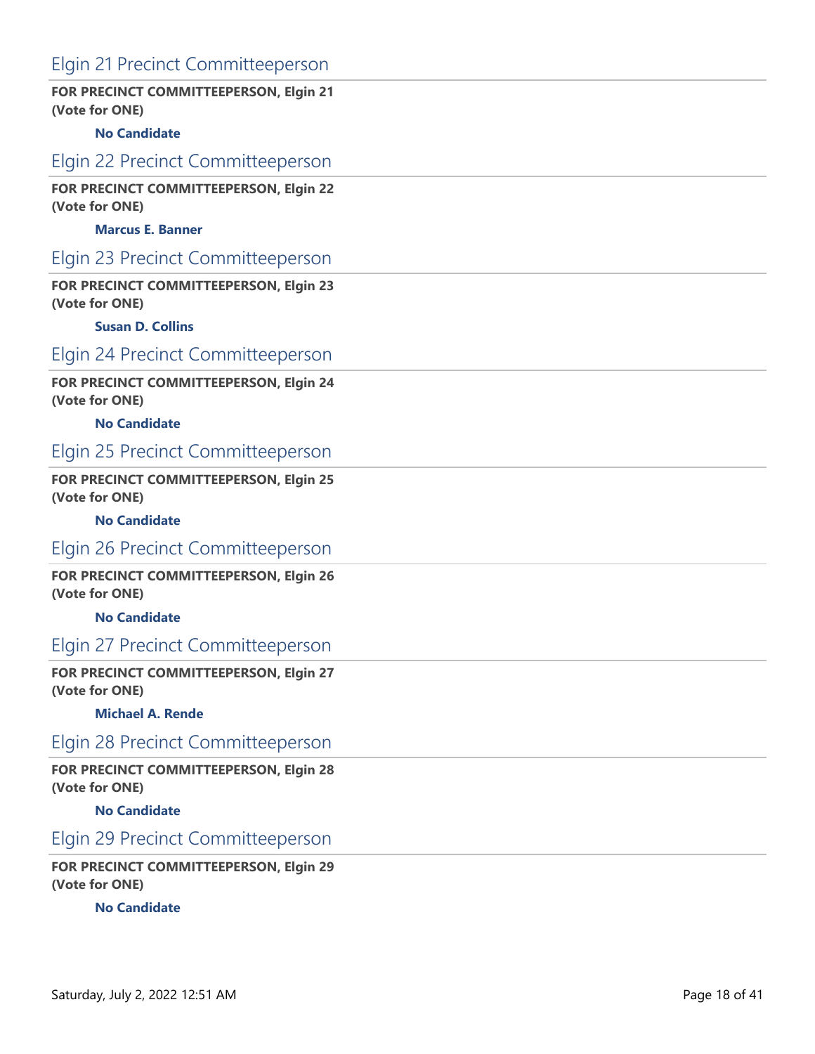## Elgin 21 Precinct Committeeperson

**FOR PRECINCT COMMITTEEPERSON, Elgin 21**
**(Vote for ONE)**

**No Candidate**

## Elgin 22 Precinct Committeeperson

**FOR PRECINCT COMMITTEEPERSON, Elgin 22**
**(Vote for ONE)**

**Marcus E. Banner**

## Elgin 23 Precinct Committeeperson

**FOR PRECINCT COMMITTEEPERSON, Elgin 23**
**(Vote for ONE)**

**Susan D. Collins**

## Elgin 24 Precinct Committeeperson

**FOR PRECINCT COMMITTEEPERSON, Elgin 24**
**(Vote for ONE)**

**No Candidate**

## Elgin 25 Precinct Committeeperson

**FOR PRECINCT COMMITTEEPERSON, Elgin 25**
**(Vote for ONE)**

**No Candidate**

## Elgin 26 Precinct Committeeperson

**FOR PRECINCT COMMITTEEPERSON, Elgin 26**
**(Vote for ONE)**

**No Candidate**

## Elgin 27 Precinct Committeeperson

**FOR PRECINCT COMMITTEEPERSON, Elgin 27**
**(Vote for ONE)**

**Michael A. Rende**

## Elgin 28 Precinct Committeeperson

**FOR PRECINCT COMMITTEEPERSON, Elgin 28**
**(Vote for ONE)**

**No Candidate**

## Elgin 29 Precinct Committeeperson

**FOR PRECINCT COMMITTEEPERSON, Elgin 29**
**(Vote for ONE)**

**No Candidate**

Saturday, July 2, 2022 12:51 AM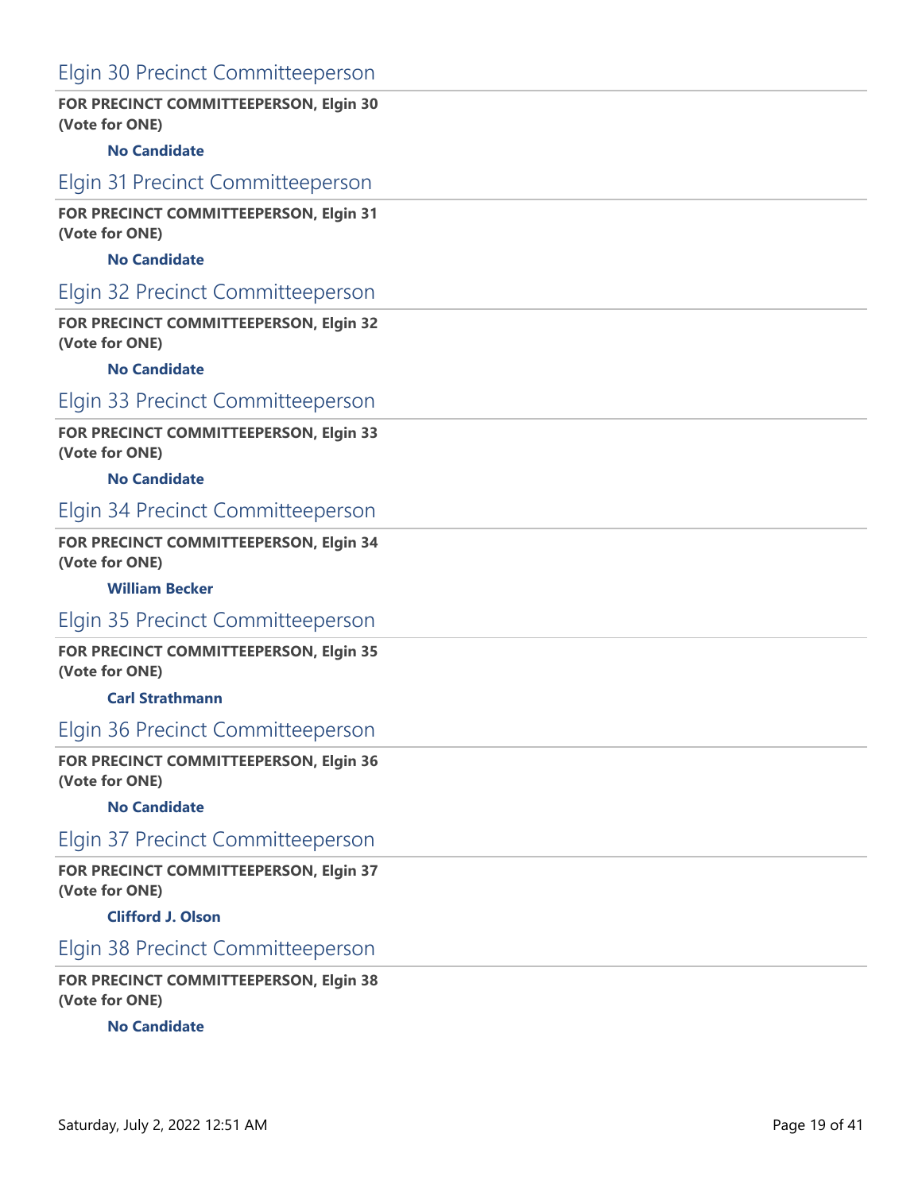## Elgin 30 Precinct Committeeperson

**FOR PRECINCT COMMITTEEPERSON, Elgin 30**
**(Vote for ONE)**

**No Candidate**

## Elgin 31 Precinct Committeeperson

**FOR PRECINCT COMMITTEEPERSON, Elgin 31**
**(Vote for ONE)**

**No Candidate**

## Elgin 32 Precinct Committeeperson

**FOR PRECINCT COMMITTEEPERSON, Elgin 32**
**(Vote for ONE)**

**No Candidate**

## Elgin 33 Precinct Committeeperson

**FOR PRECINCT COMMITTEEPERSON, Elgin 33**
**(Vote for ONE)**

**No Candidate**

## Elgin 34 Precinct Committeeperson

**FOR PRECINCT COMMITTEEPERSON, Elgin 34**
**(Vote for ONE)**

**William Becker**

## Elgin 35 Precinct Committeeperson

**FOR PRECINCT COMMITTEEPERSON, Elgin 35**
**(Vote for ONE)**

**Carl Strathmann**

## Elgin 36 Precinct Committeeperson

**FOR PRECINCT COMMITTEEPERSON, Elgin 36**
**(Vote for ONE)**

**No Candidate**

## Elgin 37 Precinct Committeeperson

**FOR PRECINCT COMMITTEEPERSON, Elgin 37**
**(Vote for ONE)**

**Clifford J. Olson**

## Elgin 38 Precinct Committeeperson

**FOR PRECINCT COMMITTEEPERSON, Elgin 38**
**(Vote for ONE)**

**No Candidate**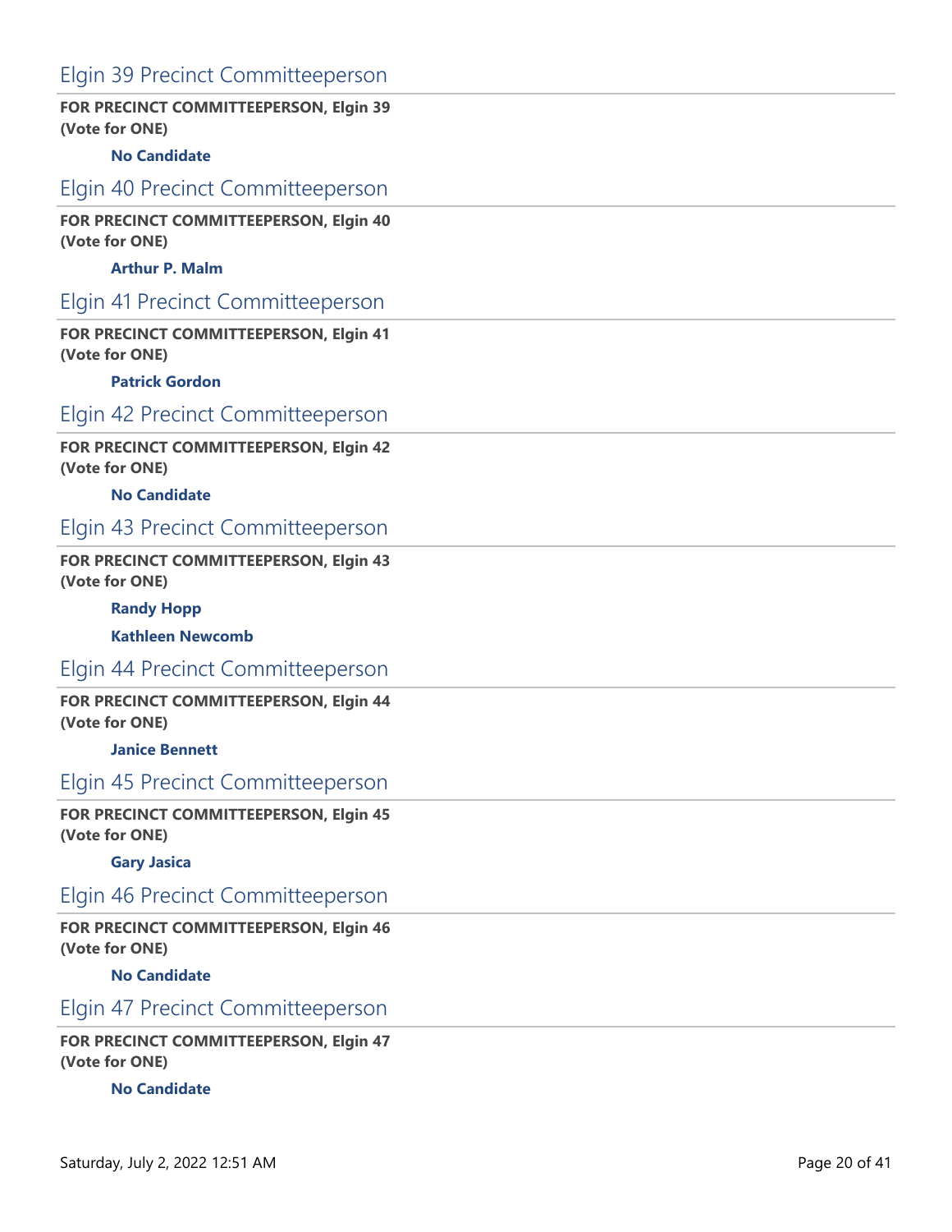## Elgin 39 Precinct Committeeperson

**FOR PRECINCT COMMITTEEPERSON, Elgin 39**
**(Vote for ONE)**

**No Candidate**

## Elgin 40 Precinct Committeeperson

**FOR PRECINCT COMMITTEEPERSON, Elgin 40**
**(Vote for ONE)**

**Arthur P. Malm**

## Elgin 41 Precinct Committeeperson

**FOR PRECINCT COMMITTEEPERSON, Elgin 41**
**(Vote for ONE)**

**Patrick Gordon**

## Elgin 42 Precinct Committeeperson

**FOR PRECINCT COMMITTEEPERSON, Elgin 42**
**(Vote for ONE)**

**No Candidate**

## Elgin 43 Precinct Committeeperson

**FOR PRECINCT COMMITTEEPERSON, Elgin 43**
**(Vote for ONE)**

**Randy Hopp**

**Kathleen Newcomb**

## Elgin 44 Precinct Committeeperson

**FOR PRECINCT COMMITTEEPERSON, Elgin 44**
**(Vote for ONE)**

**Janice Bennett**

## Elgin 45 Precinct Committeeperson

**FOR PRECINCT COMMITTEEPERSON, Elgin 45**
**(Vote for ONE)**

**Gary Jasica**

## Elgin 46 Precinct Committeeperson

**FOR PRECINCT COMMITTEEPERSON, Elgin 46**
**(Vote for ONE)**

**No Candidate**

## Elgin 47 Precinct Committeeperson

**FOR PRECINCT COMMITTEEPERSON, Elgin 47**
**(Vote for ONE)**

**No Candidate**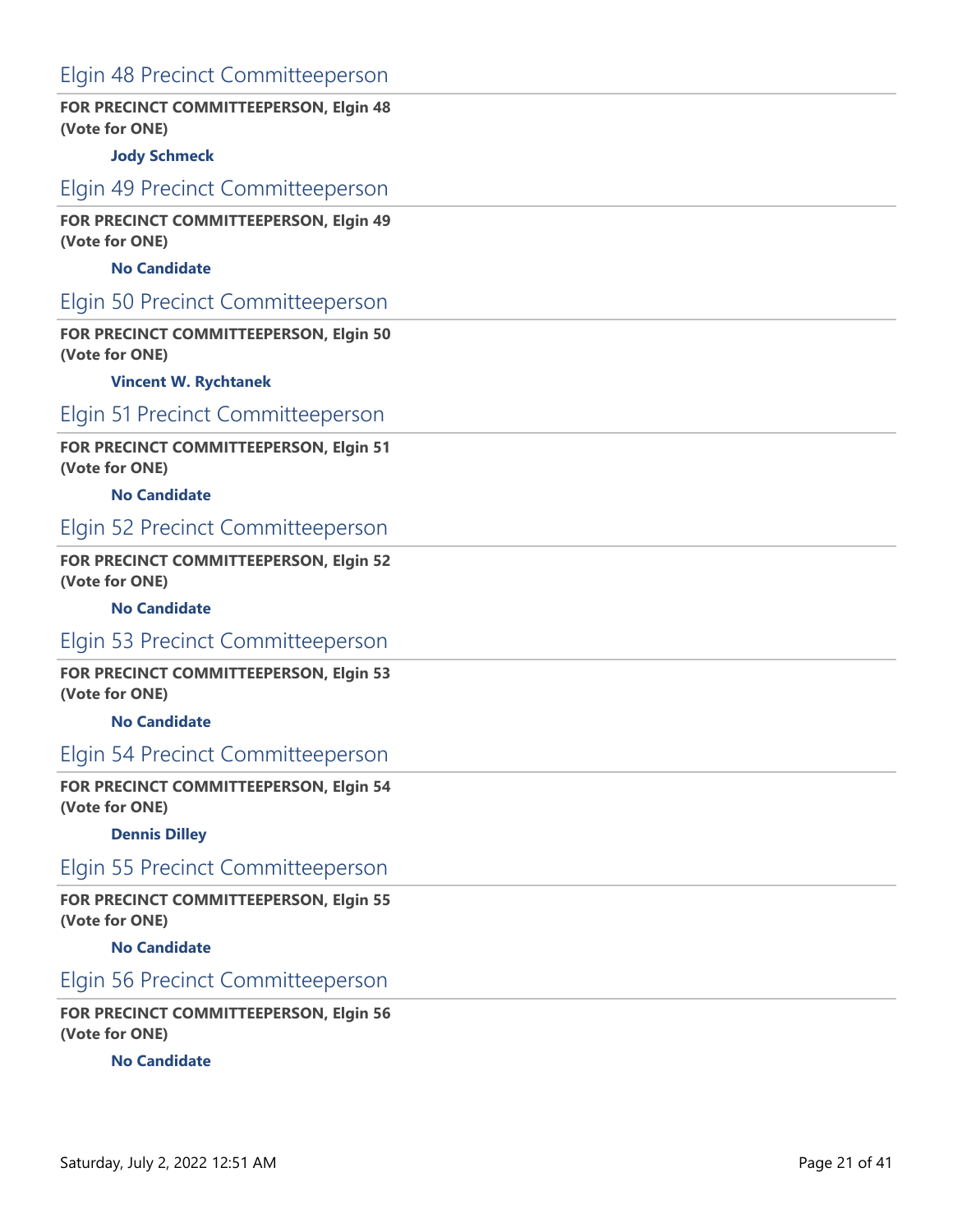## Elgin 48 Precinct Committeeperson

**FOR PRECINCT COMMITTEEPERSON, Elgin 48**
**(Vote for ONE)**

**Jody Schmeck**

## Elgin 49 Precinct Committeeperson

**FOR PRECINCT COMMITTEEPERSON, Elgin 49**
**(Vote for ONE)**

**No Candidate**

## Elgin 50 Precinct Committeeperson

**FOR PRECINCT COMMITTEEPERSON, Elgin 50**
**(Vote for ONE)**

**Vincent W. Rychtanek**

## Elgin 51 Precinct Committeeperson

**FOR PRECINCT COMMITTEEPERSON, Elgin 51**
**(Vote for ONE)**

**No Candidate**

## Elgin 52 Precinct Committeeperson

**FOR PRECINCT COMMITTEEPERSON, Elgin 52**
**(Vote for ONE)**

**No Candidate**

## Elgin 53 Precinct Committeeperson

**FOR PRECINCT COMMITTEEPERSON, Elgin 53**
**(Vote for ONE)**

**No Candidate**

## Elgin 54 Precinct Committeeperson

**FOR PRECINCT COMMITTEEPERSON, Elgin 54**
**(Vote for ONE)**

**Dennis Dilley**

## Elgin 55 Precinct Committeeperson

**FOR PRECINCT COMMITTEEPERSON, Elgin 55**
**(Vote for ONE)**

**No Candidate**

## Elgin 56 Precinct Committeeperson

**FOR PRECINCT COMMITTEEPERSON, Elgin 56**
**(Vote for ONE)**

**No Candidate**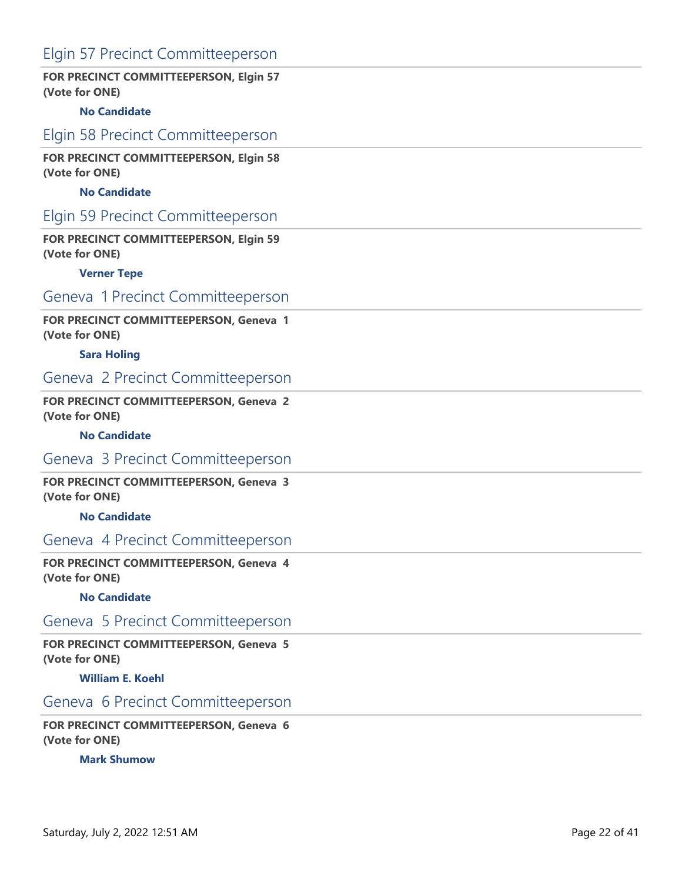## Elgin 57 Precinct Committeeperson

**FOR PRECINCT COMMITTEEPERSON, Elgin 57**
**(Vote for ONE)**

**No Candidate**

## Elgin 58 Precinct Committeeperson

**FOR PRECINCT COMMITTEEPERSON, Elgin 58**
**(Vote for ONE)**

**No Candidate**

## Elgin 59 Precinct Committeeperson

**FOR PRECINCT COMMITTEEPERSON, Elgin 59**
**(Vote for ONE)**

**Verner Tepe**

## Geneva 1 Precinct Committeeperson

**FOR PRECINCT COMMITTEEPERSON, Geneva 1**
**(Vote for ONE)**

**Sara Holing**

## Geneva 2 Precinct Committeeperson

**FOR PRECINCT COMMITTEEPERSON, Geneva 2**
**(Vote for ONE)**

**No Candidate**

## Geneva 3 Precinct Committeeperson

**FOR PRECINCT COMMITTEEPERSON, Geneva 3**
**(Vote for ONE)**

**No Candidate**

## Geneva 4 Precinct Committeeperson

**FOR PRECINCT COMMITTEEPERSON, Geneva 4**
**(Vote for ONE)**

**No Candidate**

## Geneva 5 Precinct Committeeperson

**FOR PRECINCT COMMITTEEPERSON, Geneva 5**
**(Vote for ONE)**

**William E. Koehl**

## Geneva 6 Precinct Committeeperson

**FOR PRECINCT COMMITTEEPERSON, Geneva 6**
**(Vote for ONE)**

**Mark Shumow**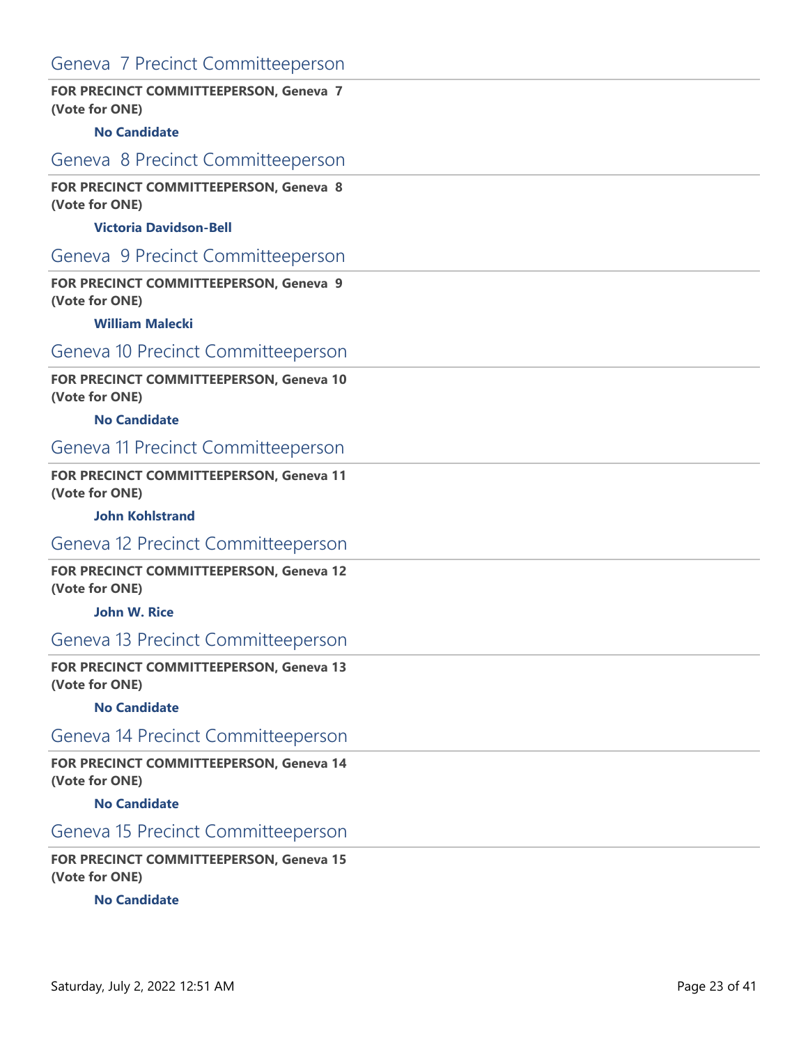## Geneva 7 Precinct Committeeperson

**FOR PRECINCT COMMITTEEPERSON, Geneva 7**
**(Vote for ONE)**

**No Candidate**

## Geneva 8 Precinct Committeeperson

**FOR PRECINCT COMMITTEEPERSON, Geneva 8**
**(Vote for ONE)**

**Victoria Davidson-Bell**

## Geneva 9 Precinct Committeeperson

**FOR PRECINCT COMMITTEEPERSON, Geneva 9**
**(Vote for ONE)**

**William Malecki**

## Geneva 10 Precinct Committeeperson

**FOR PRECINCT COMMITTEEPERSON, Geneva 10**
**(Vote for ONE)**

**No Candidate**

## Geneva 11 Precinct Committeeperson

**FOR PRECINCT COMMITTEEPERSON, Geneva 11**
**(Vote for ONE)**

**John Kohlstrand**

## Geneva 12 Precinct Committeeperson

**FOR PRECINCT COMMITTEEPERSON, Geneva 12**
**(Vote for ONE)**

**John W. Rice**

## Geneva 13 Precinct Committeeperson

**FOR PRECINCT COMMITTEEPERSON, Geneva 13**
**(Vote for ONE)**

**No Candidate**

## Geneva 14 Precinct Committeeperson

**FOR PRECINCT COMMITTEEPERSON, Geneva 14**
**(Vote for ONE)**

**No Candidate**

## Geneva 15 Precinct Committeeperson

**FOR PRECINCT COMMITTEEPERSON, Geneva 15**
**(Vote for ONE)**

**No Candidate**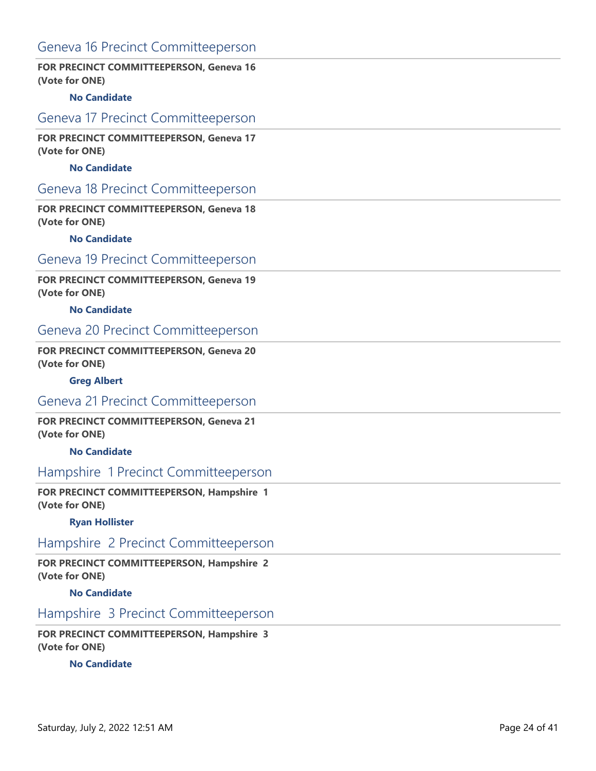## Geneva 16 Precinct Committeeperson

**FOR PRECINCT COMMITTEEPERSON, Geneva 16**
**(Vote for ONE)**

**No Candidate**

## Geneva 17 Precinct Committeeperson

**FOR PRECINCT COMMITTEEPERSON, Geneva 17**
**(Vote for ONE)**

**No Candidate**

## Geneva 18 Precinct Committeeperson

**FOR PRECINCT COMMITTEEPERSON, Geneva 18**
**(Vote for ONE)**

**No Candidate**

## Geneva 19 Precinct Committeeperson

**FOR PRECINCT COMMITTEEPERSON, Geneva 19**
**(Vote for ONE)**

**No Candidate**

## Geneva 20 Precinct Committeeperson

**FOR PRECINCT COMMITTEEPERSON, Geneva 20**
**(Vote for ONE)**

**Greg Albert**

## Geneva 21 Precinct Committeeperson

**FOR PRECINCT COMMITTEEPERSON, Geneva 21**
**(Vote for ONE)**

**No Candidate**

## Hampshire 1 Precinct Committeeperson

**FOR PRECINCT COMMITTEEPERSON, Hampshire 1**
**(Vote for ONE)**

**Ryan Hollister**

## Hampshire 2 Precinct Committeeperson

**FOR PRECINCT COMMITTEEPERSON, Hampshire 2**
**(Vote for ONE)**

**No Candidate**

## Hampshire 3 Precinct Committeeperson

**FOR PRECINCT COMMITTEEPERSON, Hampshire 3**
**(Vote for ONE)**

**No Candidate**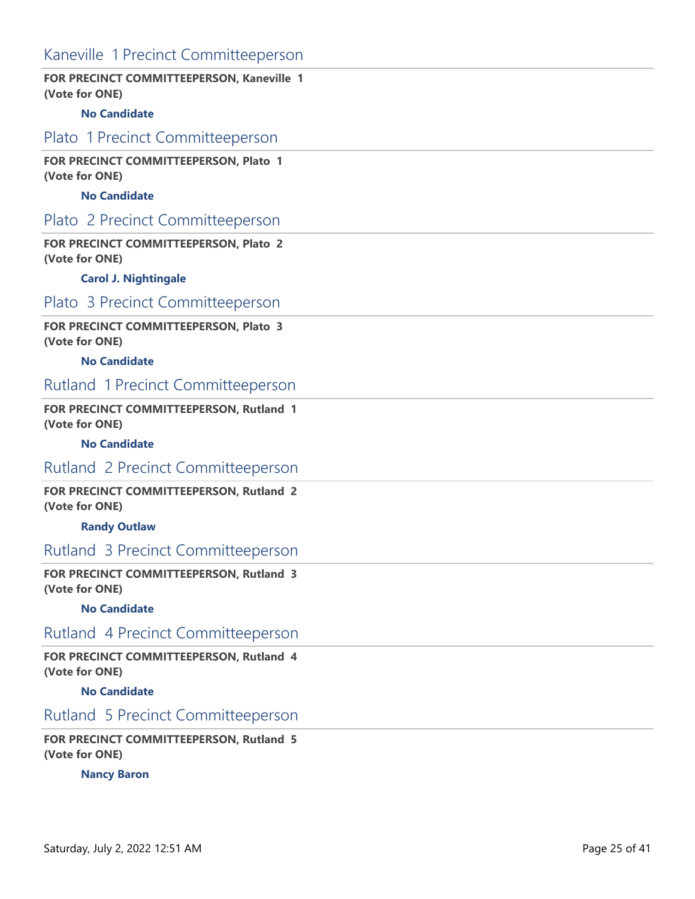## Kaneville 1 Precinct Committeeperson

**FOR PRECINCT COMMITTEEPERSON, Kaneville 1**
**(Vote for ONE)**

**No Candidate**

## Plato 1 Precinct Committeeperson

**FOR PRECINCT COMMITTEEPERSON, Plato 1**
**(Vote for ONE)**

**No Candidate**

## Plato 2 Precinct Committeeperson

**FOR PRECINCT COMMITTEEPERSON, Plato 2**
**(Vote for ONE)**

**Carol J. Nightingale**

## Plato 3 Precinct Committeeperson

**FOR PRECINCT COMMITTEEPERSON, Plato 3**
**(Vote for ONE)**

**No Candidate**

## Rutland 1 Precinct Committeeperson

**FOR PRECINCT COMMITTEEPERSON, Rutland 1**
**(Vote for ONE)**

**No Candidate**

## Rutland 2 Precinct Committeeperson

**FOR PRECINCT COMMITTEEPERSON, Rutland 2**
**(Vote for ONE)**

**Randy Outlaw**

## Rutland 3 Precinct Committeeperson

**FOR PRECINCT COMMITTEEPERSON, Rutland 3**
**(Vote for ONE)**

**No Candidate**

## Rutland 4 Precinct Committeeperson

**FOR PRECINCT COMMITTEEPERSON, Rutland 4**
**(Vote for ONE)**

**No Candidate**

## Rutland 5 Precinct Committeeperson

**FOR PRECINCT COMMITTEEPERSON, Rutland 5**
**(Vote for ONE)**

**Nancy Baron**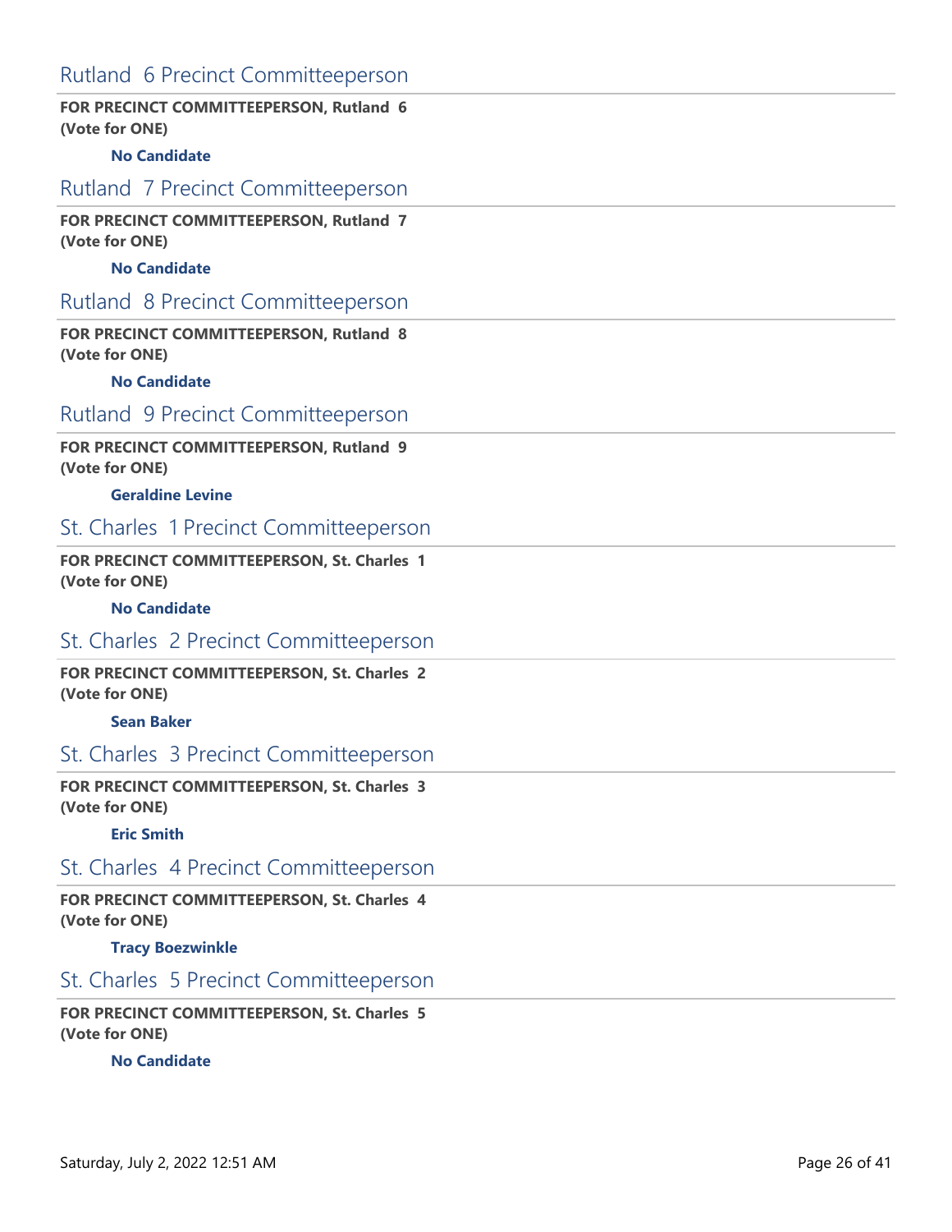## Rutland 6 Precinct Committeeperson

**FOR PRECINCT COMMITTEEPERSON, Rutland 6**
**(Vote for ONE)**

**No Candidate**

## Rutland 7 Precinct Committeeperson

**FOR PRECINCT COMMITTEEPERSON, Rutland 7**
**(Vote for ONE)**

**No Candidate**

## Rutland 8 Precinct Committeeperson

**FOR PRECINCT COMMITTEEPERSON, Rutland 8**
**(Vote for ONE)**

**No Candidate**

## Rutland 9 Precinct Committeeperson

**FOR PRECINCT COMMITTEEPERSON, Rutland 9**
**(Vote for ONE)**

**Geraldine Levine**

## St. Charles 1 Precinct Committeeperson

**FOR PRECINCT COMMITTEEPERSON, St. Charles 1**
**(Vote for ONE)**

**No Candidate**

## St. Charles 2 Precinct Committeeperson

**FOR PRECINCT COMMITTEEPERSON, St. Charles 2**
**(Vote for ONE)**

**Sean Baker**

## St. Charles 3 Precinct Committeeperson

**FOR PRECINCT COMMITTEEPERSON, St. Charles 3**
**(Vote for ONE)**

**Eric Smith**

## St. Charles 4 Precinct Committeeperson

**FOR PRECINCT COMMITTEEPERSON, St. Charles 4**
**(Vote for ONE)**

**Tracy Boezwinkle**

## St. Charles 5 Precinct Committeeperson

**FOR PRECINCT COMMITTEEPERSON, St. Charles 5**
**(Vote for ONE)**

**No Candidate**

Saturday, July 2, 2022 12:51 AM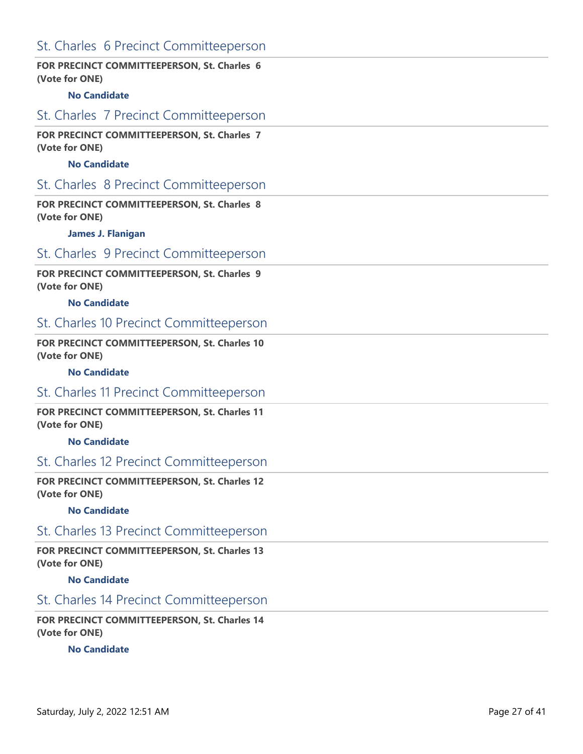## St. Charles 6 Precinct Committeeperson

**FOR PRECINCT COMMITTEEPERSON, St. Charles 6**
**(Vote for ONE)**

**No Candidate**

## St. Charles 7 Precinct Committeeperson

**FOR PRECINCT COMMITTEEPERSON, St. Charles 7**
**(Vote for ONE)**

**No Candidate**

## St. Charles 8 Precinct Committeeperson

**FOR PRECINCT COMMITTEEPERSON, St. Charles 8**
**(Vote for ONE)**

**James J. Flanigan**

## St. Charles 9 Precinct Committeeperson

**FOR PRECINCT COMMITTEEPERSON, St. Charles 9**
**(Vote for ONE)**

**No Candidate**

## St. Charles 10 Precinct Committeeperson

**FOR PRECINCT COMMITTEEPERSON, St. Charles 10**
**(Vote for ONE)**

**No Candidate**

## St. Charles 11 Precinct Committeeperson

**FOR PRECINCT COMMITTEEPERSON, St. Charles 11**
**(Vote for ONE)**

**No Candidate**

## St. Charles 12 Precinct Committeeperson

**FOR PRECINCT COMMITTEEPERSON, St. Charles 12**
**(Vote for ONE)**

**No Candidate**

## St. Charles 13 Precinct Committeeperson

**FOR PRECINCT COMMITTEEPERSON, St. Charles 13**
**(Vote for ONE)**

**No Candidate**

## St. Charles 14 Precinct Committeeperson

**FOR PRECINCT COMMITTEEPERSON, St. Charles 14**
**(Vote for ONE)**

**No Candidate**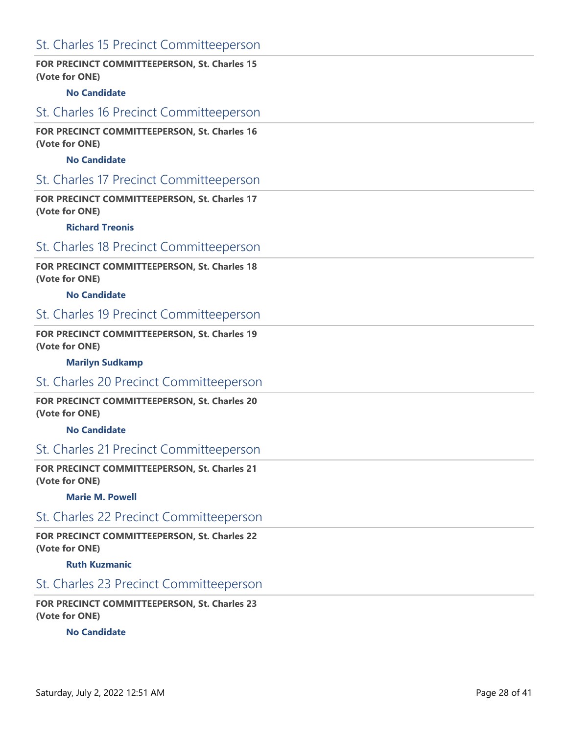## St. Charles 15 Precinct Committeeperson

**FOR PRECINCT COMMITTEEPERSON, St. Charles 15**
**(Vote for ONE)**

**No Candidate**

## St. Charles 16 Precinct Committeeperson

**FOR PRECINCT COMMITTEEPERSON, St. Charles 16**
**(Vote for ONE)**

**No Candidate**

## St. Charles 17 Precinct Committeeperson

**FOR PRECINCT COMMITTEEPERSON, St. Charles 17**
**(Vote for ONE)**

**Richard Treonis**

## St. Charles 18 Precinct Committeeperson

**FOR PRECINCT COMMITTEEPERSON, St. Charles 18**
**(Vote for ONE)**

**No Candidate**

## St. Charles 19 Precinct Committeeperson

**FOR PRECINCT COMMITTEEPERSON, St. Charles 19**
**(Vote for ONE)**

**Marilyn Sudkamp**

## St. Charles 20 Precinct Committeeperson

**FOR PRECINCT COMMITTEEPERSON, St. Charles 20**
**(Vote for ONE)**

**No Candidate**

## St. Charles 21 Precinct Committeeperson

**FOR PRECINCT COMMITTEEPERSON, St. Charles 21**
**(Vote for ONE)**

**Marie M. Powell**

## St. Charles 22 Precinct Committeeperson

**FOR PRECINCT COMMITTEEPERSON, St. Charles 22**
**(Vote for ONE)**

**Ruth Kuzmanic**

## St. Charles 23 Precinct Committeeperson

**FOR PRECINCT COMMITTEEPERSON, St. Charles 23**
**(Vote for ONE)**

**No Candidate**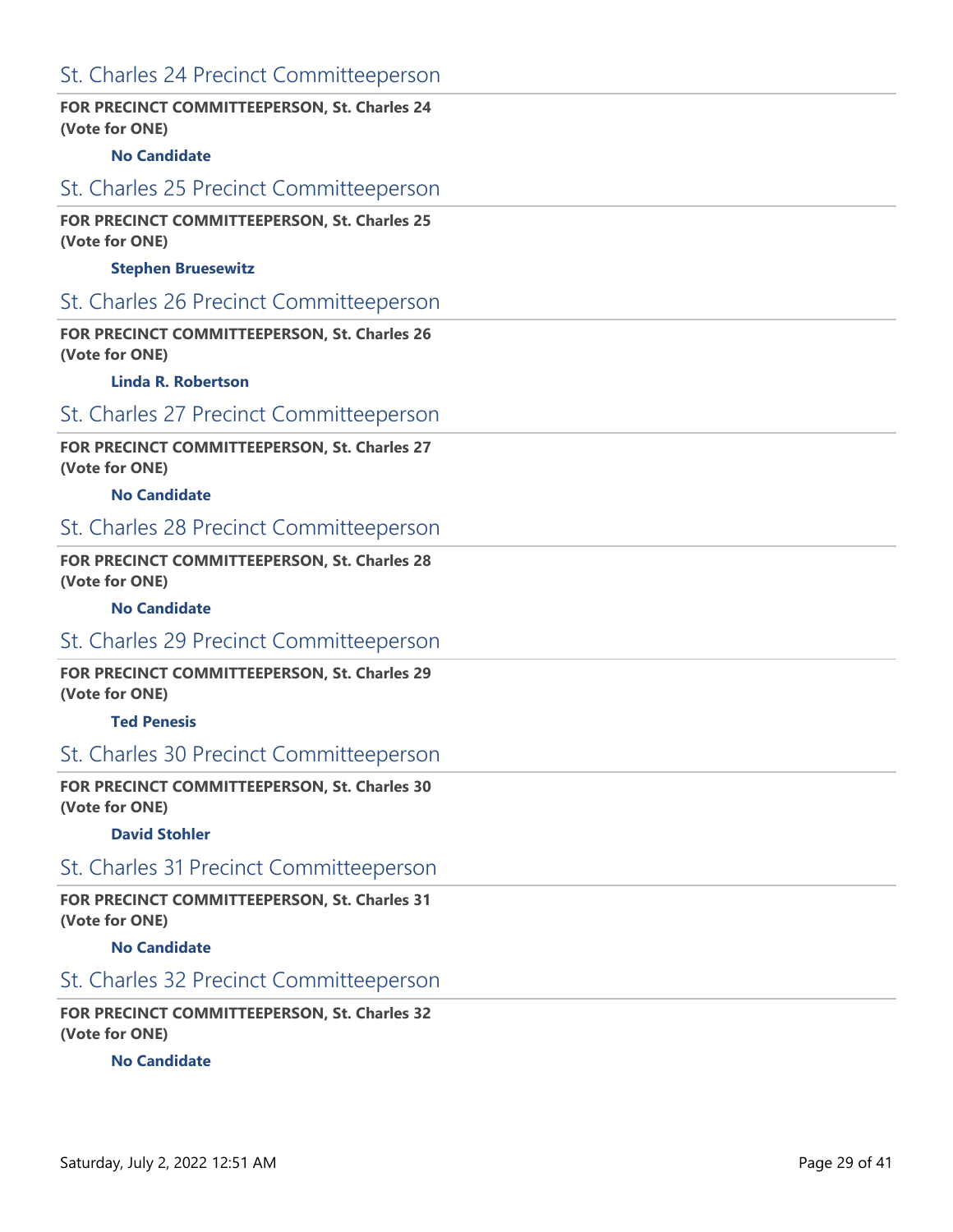## St. Charles 24 Precinct Committeeperson

**FOR PRECINCT COMMITTEEPERSON, St. Charles 24**
**(Vote for ONE)**

**No Candidate**

## St. Charles 25 Precinct Committeeperson

**FOR PRECINCT COMMITTEEPERSON, St. Charles 25**
**(Vote for ONE)**

**Stephen Bruesewitz**

## St. Charles 26 Precinct Committeeperson

**FOR PRECINCT COMMITTEEPERSON, St. Charles 26**
**(Vote for ONE)**

**Linda R. Robertson**

## St. Charles 27 Precinct Committeeperson

**FOR PRECINCT COMMITTEEPERSON, St. Charles 27**
**(Vote for ONE)**

**No Candidate**

## St. Charles 28 Precinct Committeeperson

**FOR PRECINCT COMMITTEEPERSON, St. Charles 28**
**(Vote for ONE)**

**No Candidate**

## St. Charles 29 Precinct Committeeperson

**FOR PRECINCT COMMITTEEPERSON, St. Charles 29**
**(Vote for ONE)**

**Ted Penesis**

## St. Charles 30 Precinct Committeeperson

**FOR PRECINCT COMMITTEEPERSON, St. Charles 30**
**(Vote for ONE)**

**David Stohler**

## St. Charles 31 Precinct Committeeperson

**FOR PRECINCT COMMITTEEPERSON, St. Charles 31**
**(Vote for ONE)**

**No Candidate**

## St. Charles 32 Precinct Committeeperson

**FOR PRECINCT COMMITTEEPERSON, St. Charles 32**
**(Vote for ONE)**

**No Candidate**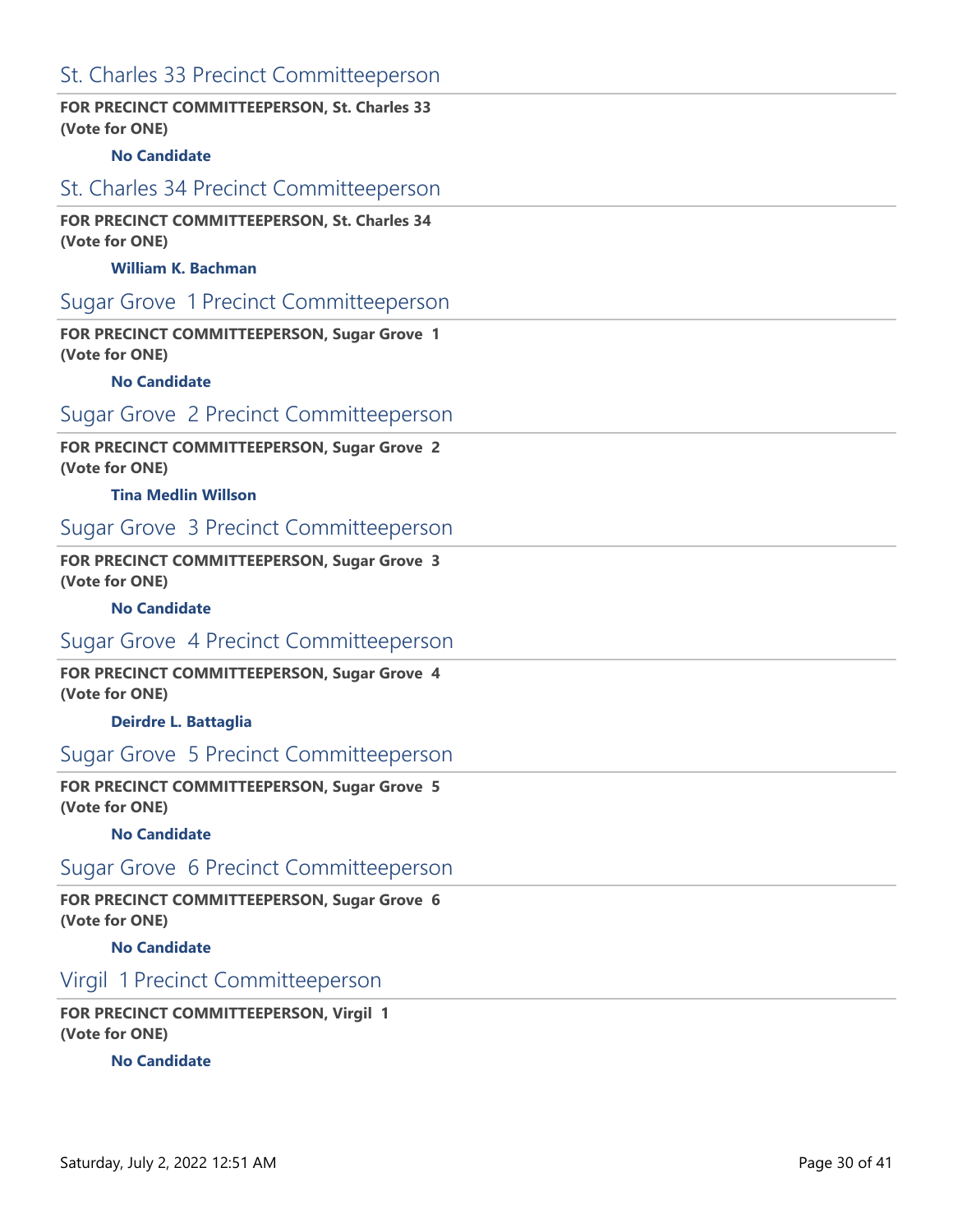## St. Charles 33 Precinct Committeeperson

**FOR PRECINCT COMMITTEEPERSON, St. Charles 33**
**(Vote for ONE)**

**No Candidate**

## St. Charles 34 Precinct Committeeperson

**FOR PRECINCT COMMITTEEPERSON, St. Charles 34**
**(Vote for ONE)**

**William K. Bachman**

## Sugar Grove 1 Precinct Committeeperson

**FOR PRECINCT COMMITTEEPERSON, Sugar Grove 1**
**(Vote for ONE)**

**No Candidate**

## Sugar Grove 2 Precinct Committeeperson

**FOR PRECINCT COMMITTEEPERSON, Sugar Grove 2**
**(Vote for ONE)**

**Tina Medlin Willson**

## Sugar Grove 3 Precinct Committeeperson

**FOR PRECINCT COMMITTEEPERSON, Sugar Grove 3**
**(Vote for ONE)**

**No Candidate**

## Sugar Grove 4 Precinct Committeeperson

**FOR PRECINCT COMMITTEEPERSON, Sugar Grove 4**
**(Vote for ONE)**

**Deirdre L. Battaglia**

## Sugar Grove 5 Precinct Committeeperson

**FOR PRECINCT COMMITTEEPERSON, Sugar Grove 5**
**(Vote for ONE)**

**No Candidate**

## Sugar Grove 6 Precinct Committeeperson

**FOR PRECINCT COMMITTEEPERSON, Sugar Grove 6**
**(Vote for ONE)**

**No Candidate**

## Virgil 1 Precinct Committeeperson

**FOR PRECINCT COMMITTEEPERSON, Virgil 1**
**(Vote for ONE)**

**No Candidate**

Saturday, July 2, 2022 12:51 AM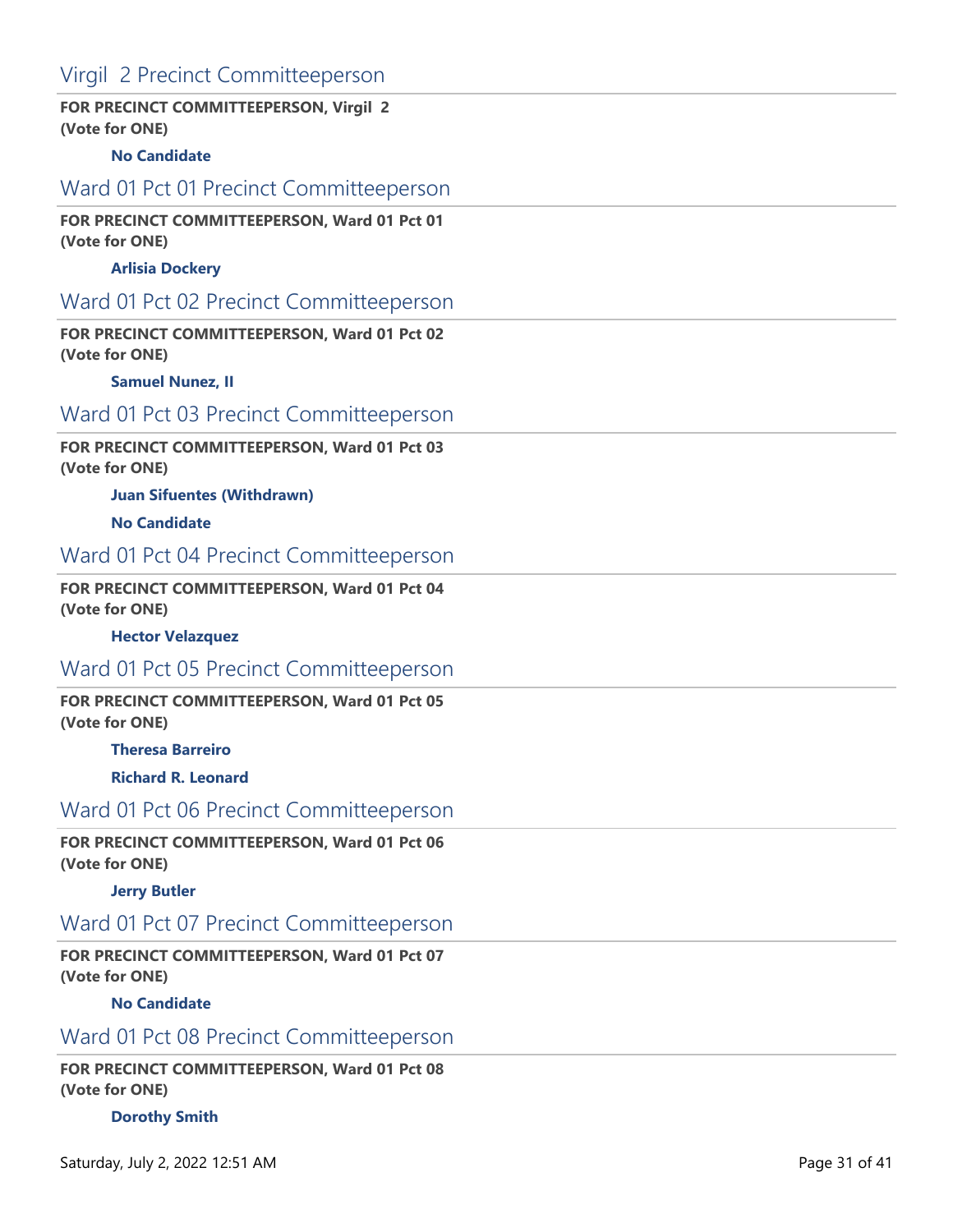## Virgil  2 Precinct Committeeperson

**FOR PRECINCT COMMITTEEPERSON, Virgil  2**
**(Vote for ONE)**

- **No Candidate**

## Ward 01 Pct 01 Precinct Committeeperson

**FOR PRECINCT COMMITTEEPERSON, Ward 01 Pct 01**
**(Vote for ONE)**

- **Arlisia Dockery**

## Ward 01 Pct 02 Precinct Committeeperson

**FOR PRECINCT COMMITTEEPERSON, Ward 01 Pct 02**
**(Vote for ONE)**

- **Samuel Nunez, II**

## Ward 01 Pct 03 Precinct Committeeperson

**FOR PRECINCT COMMITTEEPERSON, Ward 01 Pct 03**
**(Vote for ONE)**

- **Juan Sifuentes (Withdrawn)**
- **No Candidate**

## Ward 01 Pct 04 Precinct Committeeperson

**FOR PRECINCT COMMITTEEPERSON, Ward 01 Pct 04**
**(Vote for ONE)**

- **Hector Velazquez**

## Ward 01 Pct 05 Precinct Committeeperson

**FOR PRECINCT COMMITTEEPERSON, Ward 01 Pct 05**
**(Vote for ONE)**

- **Theresa Barreiro**
- **Richard R. Leonard**

## Ward 01 Pct 06 Precinct Committeeperson

**FOR PRECINCT COMMITTEEPERSON, Ward 01 Pct 06**
**(Vote for ONE)**

- **Jerry Butler**

## Ward 01 Pct 07 Precinct Committeeperson

**FOR PRECINCT COMMITTEEPERSON, Ward 01 Pct 07**
**(Vote for ONE)**

- **No Candidate**

## Ward 01 Pct 08 Precinct Committeeperson

**FOR PRECINCT COMMITTEEPERSON, Ward 01 Pct 08**
**(Vote for ONE)**

- **Dorothy Smith**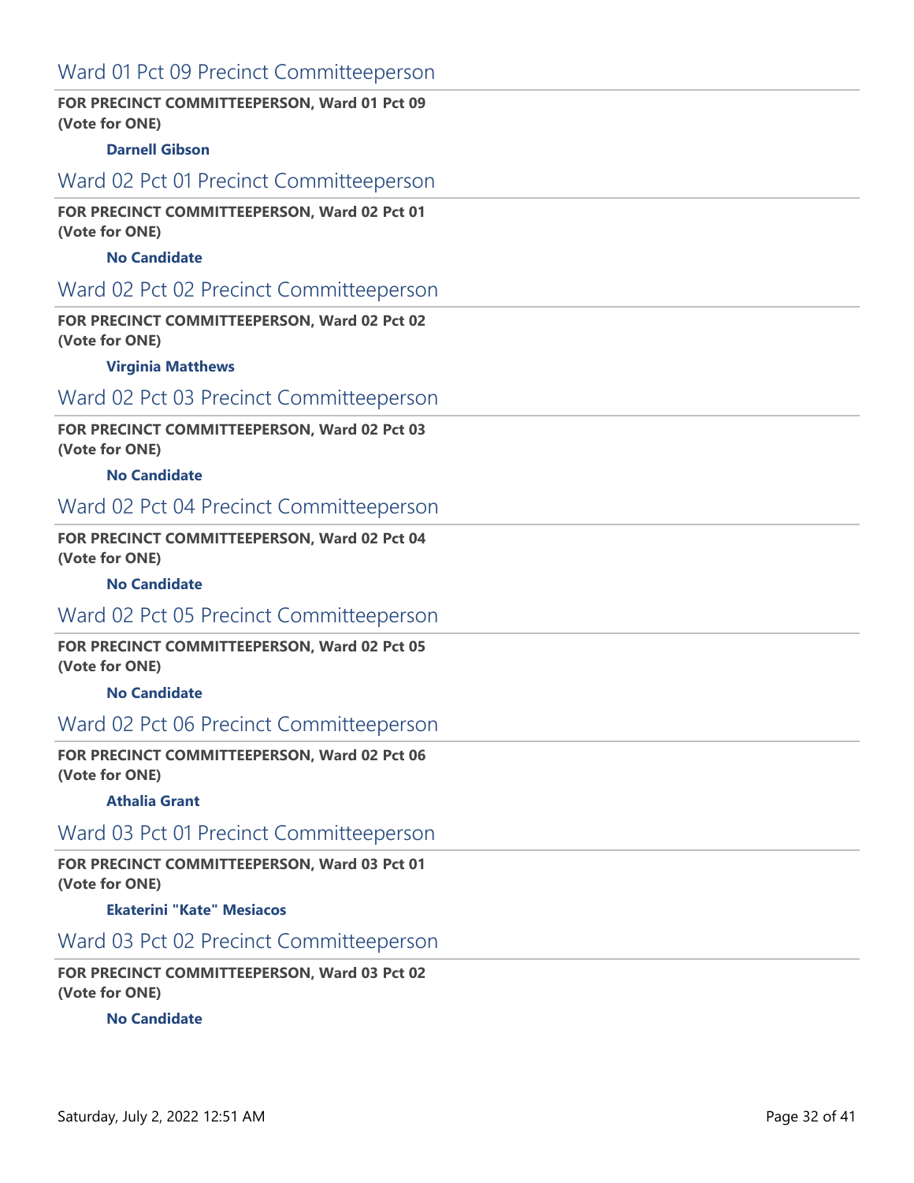## Ward 01 Pct 09 Precinct Committeeperson

**FOR PRECINCT COMMITTEEPERSON, Ward 01 Pct 09**
**(Vote for ONE)**

**Darnell Gibson**

## Ward 02 Pct 01 Precinct Committeeperson

**FOR PRECINCT COMMITTEEPERSON, Ward 02 Pct 01**
**(Vote for ONE)**

**No Candidate**

## Ward 02 Pct 02 Precinct Committeeperson

**FOR PRECINCT COMMITTEEPERSON, Ward 02 Pct 02**
**(Vote for ONE)**

**Virginia Matthews**

## Ward 02 Pct 03 Precinct Committeeperson

**FOR PRECINCT COMMITTEEPERSON, Ward 02 Pct 03**
**(Vote for ONE)**

**No Candidate**

## Ward 02 Pct 04 Precinct Committeeperson

**FOR PRECINCT COMMITTEEPERSON, Ward 02 Pct 04**
**(Vote for ONE)**

**No Candidate**

## Ward 02 Pct 05 Precinct Committeeperson

**FOR PRECINCT COMMITTEEPERSON, Ward 02 Pct 05**
**(Vote for ONE)**

**No Candidate**

## Ward 02 Pct 06 Precinct Committeeperson

**FOR PRECINCT COMMITTEEPERSON, Ward 02 Pct 06**
**(Vote for ONE)**

**Athalia Grant**

## Ward 03 Pct 01 Precinct Committeeperson

**FOR PRECINCT COMMITTEEPERSON, Ward 03 Pct 01**
**(Vote for ONE)**

**Ekaterini "Kate" Mesiacos**

## Ward 03 Pct 02 Precinct Committeeperson

**FOR PRECINCT COMMITTEEPERSON, Ward 03 Pct 02**
**(Vote for ONE)**

**No Candidate**

Saturday, July 2, 2022 12:51 AM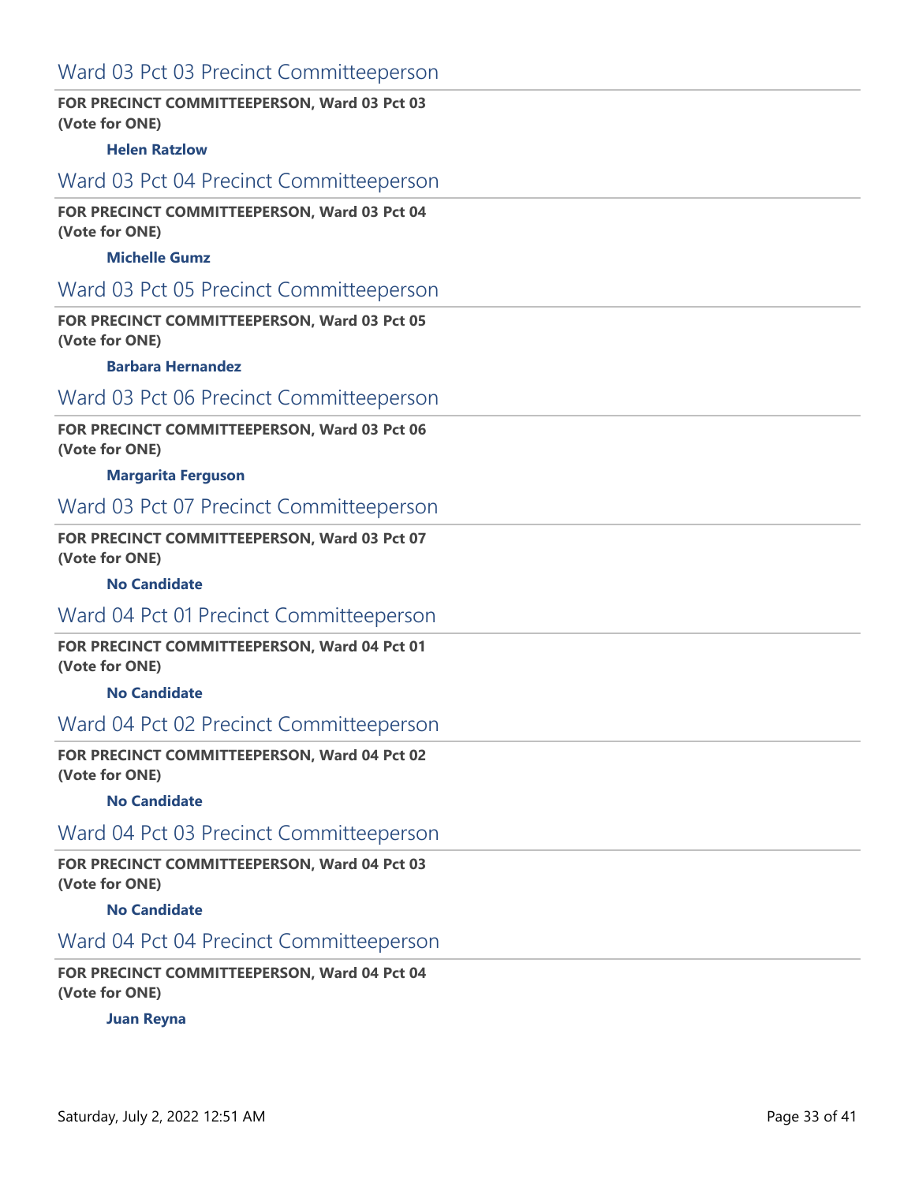## Ward 03 Pct 03 Precinct Committeeperson

**FOR PRECINCT COMMITTEEPERSON, Ward 03 Pct 03**
**(Vote for ONE)**

**Helen Ratzlow**

## Ward 03 Pct 04 Precinct Committeeperson

**FOR PRECINCT COMMITTEEPERSON, Ward 03 Pct 04**
**(Vote for ONE)**

**Michelle Gumz**

## Ward 03 Pct 05 Precinct Committeeperson

**FOR PRECINCT COMMITTEEPERSON, Ward 03 Pct 05**
**(Vote for ONE)**

**Barbara Hernandez**

## Ward 03 Pct 06 Precinct Committeeperson

**FOR PRECINCT COMMITTEEPERSON, Ward 03 Pct 06**
**(Vote for ONE)**

**Margarita Ferguson**

## Ward 03 Pct 07 Precinct Committeeperson

**FOR PRECINCT COMMITTEEPERSON, Ward 03 Pct 07**
**(Vote for ONE)**

**No Candidate**

## Ward 04 Pct 01 Precinct Committeeperson

**FOR PRECINCT COMMITTEEPERSON, Ward 04 Pct 01**
**(Vote for ONE)**

**No Candidate**

## Ward 04 Pct 02 Precinct Committeeperson

**FOR PRECINCT COMMITTEEPERSON, Ward 04 Pct 02**
**(Vote for ONE)**

**No Candidate**

## Ward 04 Pct 03 Precinct Committeeperson

**FOR PRECINCT COMMITTEEPERSON, Ward 04 Pct 03**
**(Vote for ONE)**

**No Candidate**

## Ward 04 Pct 04 Precinct Committeeperson

**FOR PRECINCT COMMITTEEPERSON, Ward 04 Pct 04**
**(Vote for ONE)**

**Juan Reyna**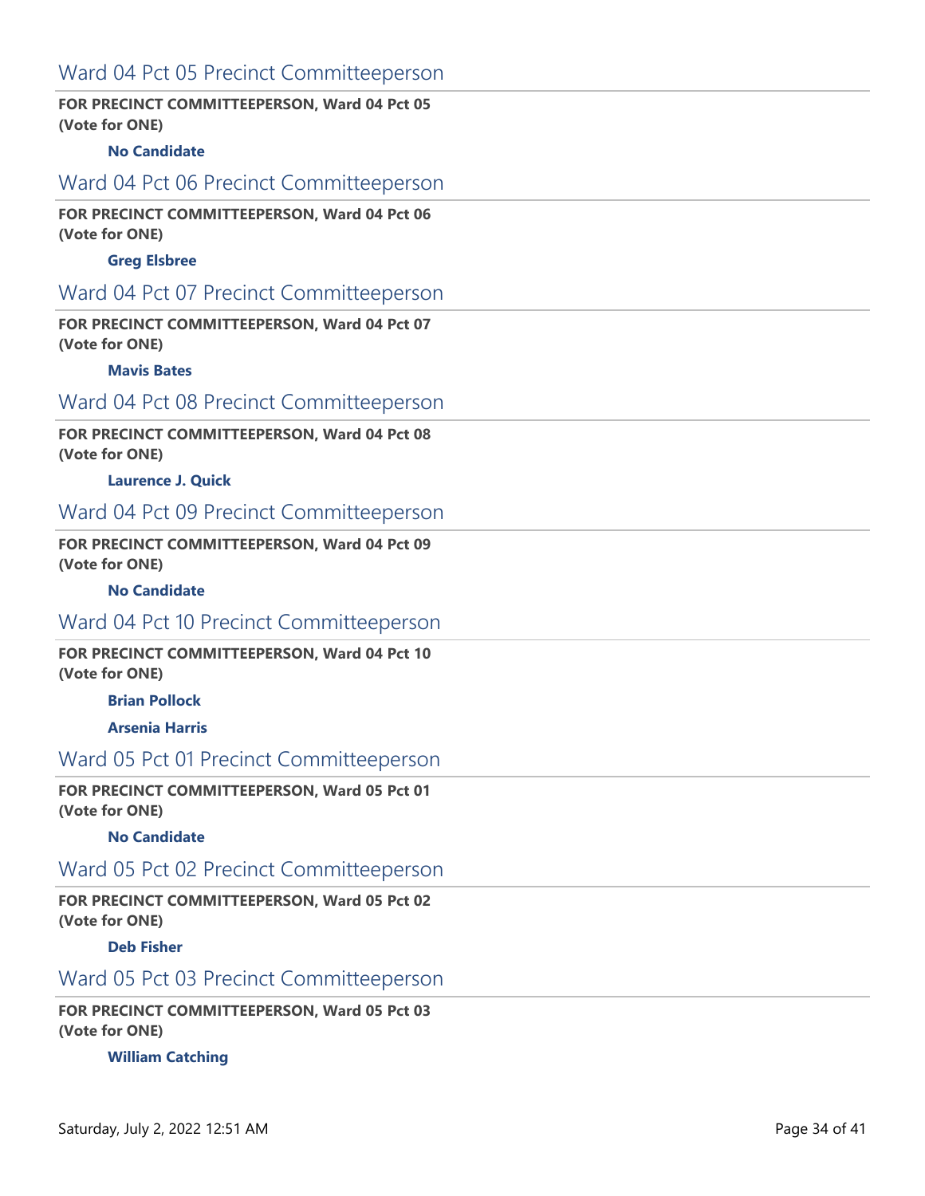## Ward 04 Pct 05 Precinct Committeeperson

**FOR PRECINCT COMMITTEEPERSON, Ward 04 Pct 05**
**(Vote for ONE)**

**No Candidate**

## Ward 04 Pct 06 Precinct Committeeperson

**FOR PRECINCT COMMITTEEPERSON, Ward 04 Pct 06**
**(Vote for ONE)**

**Greg Elsbree**

## Ward 04 Pct 07 Precinct Committeeperson

**FOR PRECINCT COMMITTEEPERSON, Ward 04 Pct 07**
**(Vote for ONE)**

**Mavis Bates**

## Ward 04 Pct 08 Precinct Committeeperson

**FOR PRECINCT COMMITTEEPERSON, Ward 04 Pct 08**
**(Vote for ONE)**

**Laurence J. Quick**

## Ward 04 Pct 09 Precinct Committeeperson

**FOR PRECINCT COMMITTEEPERSON, Ward 04 Pct 09**
**(Vote for ONE)**

**No Candidate**

## Ward 04 Pct 10 Precinct Committeeperson

**FOR PRECINCT COMMITTEEPERSON, Ward 04 Pct 10**
**(Vote for ONE)**

**Brian Pollock**

**Arsenia Harris**

## Ward 05 Pct 01 Precinct Committeeperson

**FOR PRECINCT COMMITTEEPERSON, Ward 05 Pct 01**
**(Vote for ONE)**

**No Candidate**

## Ward 05 Pct 02 Precinct Committeeperson

**FOR PRECINCT COMMITTEEPERSON, Ward 05 Pct 02**
**(Vote for ONE)**

**Deb Fisher**

## Ward 05 Pct 03 Precinct Committeeperson

**FOR PRECINCT COMMITTEEPERSON, Ward 05 Pct 03**
**(Vote for ONE)**

**William Catching**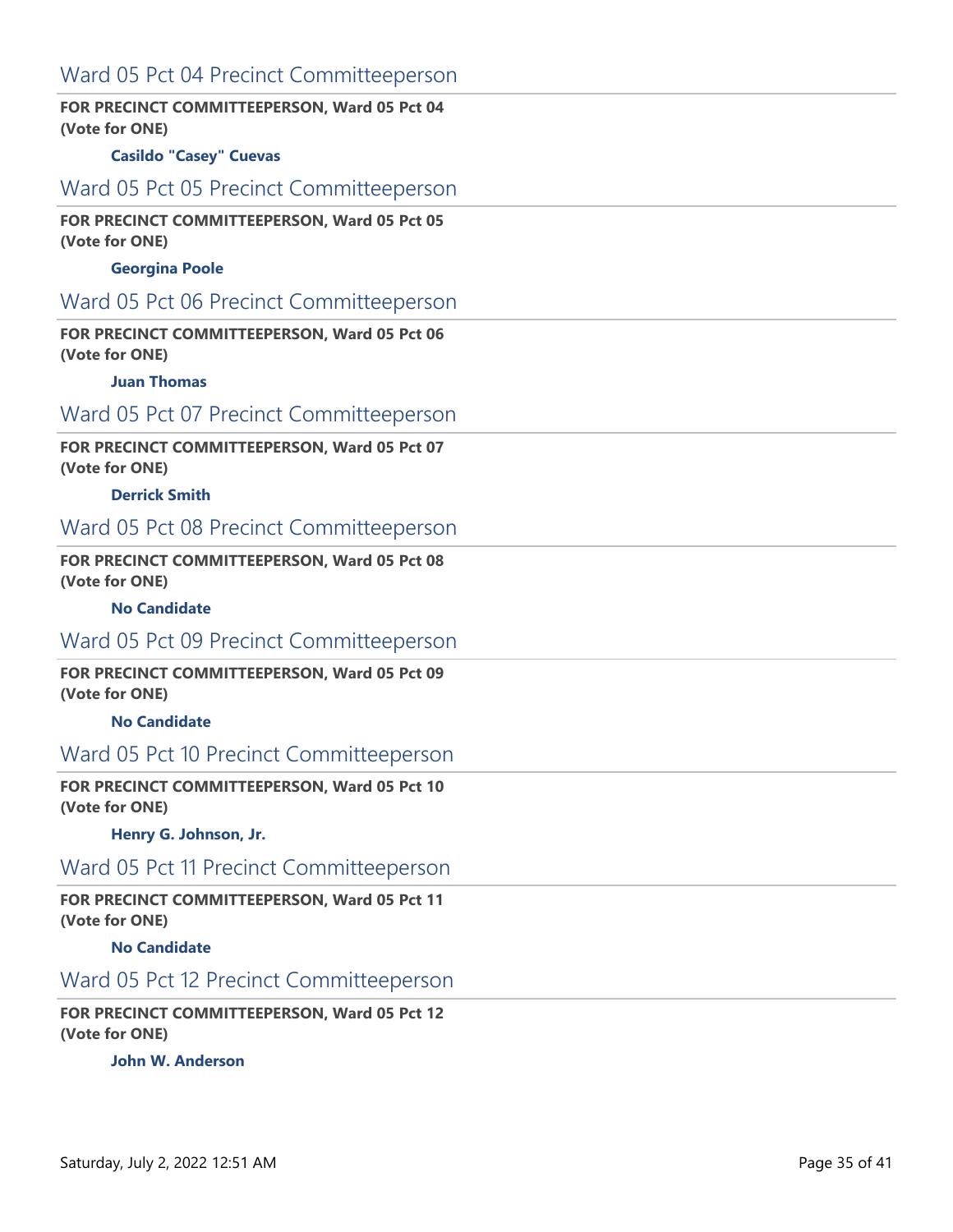## Ward 05 Pct 04 Precinct Committeeperson

**FOR PRECINCT COMMITTEEPERSON, Ward 05 Pct 04**
**(Vote for ONE)**

**Casildo "Casey" Cuevas**

## Ward 05 Pct 05 Precinct Committeeperson

**FOR PRECINCT COMMITTEEPERSON, Ward 05 Pct 05**
**(Vote for ONE)**

**Georgina Poole**

## Ward 05 Pct 06 Precinct Committeeperson

**FOR PRECINCT COMMITTEEPERSON, Ward 05 Pct 06**
**(Vote for ONE)**

**Juan Thomas**

## Ward 05 Pct 07 Precinct Committeeperson

**FOR PRECINCT COMMITTEEPERSON, Ward 05 Pct 07**
**(Vote for ONE)**

**Derrick Smith**

## Ward 05 Pct 08 Precinct Committeeperson

**FOR PRECINCT COMMITTEEPERSON, Ward 05 Pct 08**
**(Vote for ONE)**

**No Candidate**

## Ward 05 Pct 09 Precinct Committeeperson

**FOR PRECINCT COMMITTEEPERSON, Ward 05 Pct 09**
**(Vote for ONE)**

**No Candidate**

## Ward 05 Pct 10 Precinct Committeeperson

**FOR PRECINCT COMMITTEEPERSON, Ward 05 Pct 10**
**(Vote for ONE)**

**Henry G. Johnson, Jr.**

## Ward 05 Pct 11 Precinct Committeeperson

**FOR PRECINCT COMMITTEEPERSON, Ward 05 Pct 11**
**(Vote for ONE)**

**No Candidate**

## Ward 05 Pct 12 Precinct Committeeperson

**FOR PRECINCT COMMITTEEPERSON, Ward 05 Pct 12**
**(Vote for ONE)**

**John W. Anderson**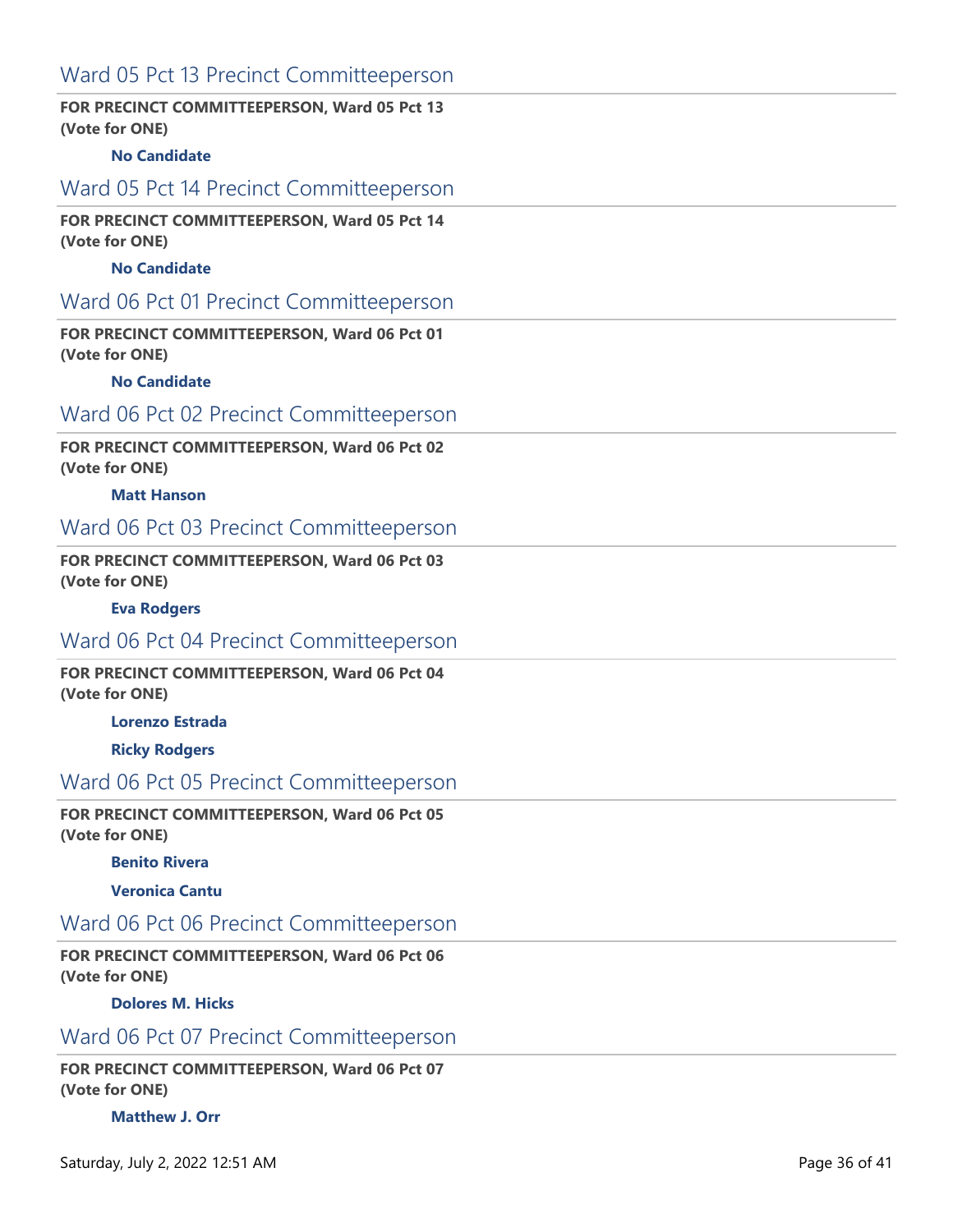## Ward 05 Pct 13 Precinct Committeeperson

**FOR PRECINCT COMMITTEEPERSON, Ward 05 Pct 13**
**(Vote for ONE)**

**No Candidate**

## Ward 05 Pct 14 Precinct Committeeperson

**FOR PRECINCT COMMITTEEPERSON, Ward 05 Pct 14**
**(Vote for ONE)**

**No Candidate**

## Ward 06 Pct 01 Precinct Committeeperson

**FOR PRECINCT COMMITTEEPERSON, Ward 06 Pct 01**
**(Vote for ONE)**

**No Candidate**

## Ward 06 Pct 02 Precinct Committeeperson

**FOR PRECINCT COMMITTEEPERSON, Ward 06 Pct 02**
**(Vote for ONE)**

**Matt Hanson**

## Ward 06 Pct 03 Precinct Committeeperson

**FOR PRECINCT COMMITTEEPERSON, Ward 06 Pct 03**
**(Vote for ONE)**

**Eva Rodgers**

## Ward 06 Pct 04 Precinct Committeeperson

**FOR PRECINCT COMMITTEEPERSON, Ward 06 Pct 04**
**(Vote for ONE)**

**Lorenzo Estrada**

**Ricky Rodgers**

## Ward 06 Pct 05 Precinct Committeeperson

**FOR PRECINCT COMMITTEEPERSON, Ward 06 Pct 05**
**(Vote for ONE)**

**Benito Rivera**

**Veronica Cantu**

## Ward 06 Pct 06 Precinct Committeeperson

**FOR PRECINCT COMMITTEEPERSON, Ward 06 Pct 06**
**(Vote for ONE)**

**Dolores M. Hicks**

## Ward 06 Pct 07 Precinct Committeeperson

**FOR PRECINCT COMMITTEEPERSON, Ward 06 Pct 07**
**(Vote for ONE)**

**Matthew J. Orr**

Saturday, July 2, 2022 12:51 AM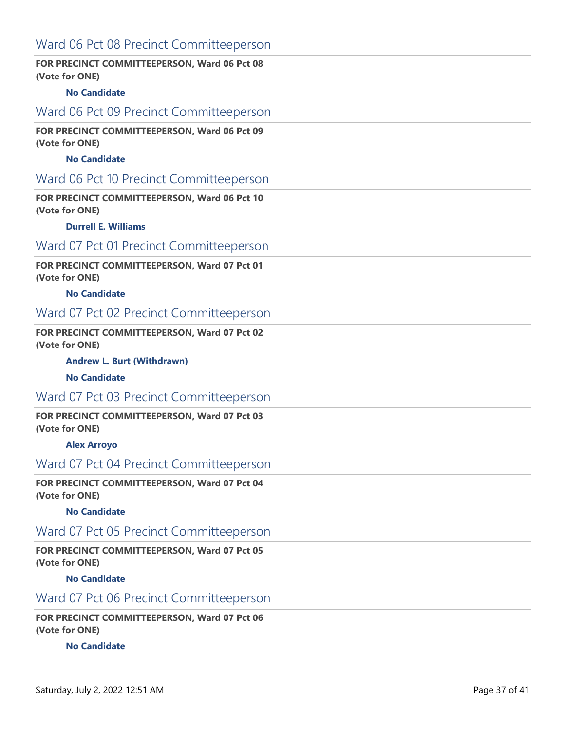## Ward 06 Pct 08 Precinct Committeeperson

**FOR PRECINCT COMMITTEEPERSON, Ward 06 Pct 08**
**(Vote for ONE)**

**No Candidate**

## Ward 06 Pct 09 Precinct Committeeperson

**FOR PRECINCT COMMITTEEPERSON, Ward 06 Pct 09**
**(Vote for ONE)**

**No Candidate**

## Ward 06 Pct 10 Precinct Committeeperson

**FOR PRECINCT COMMITTEEPERSON, Ward 06 Pct 10**
**(Vote for ONE)**

**Durrell E. Williams**

## Ward 07 Pct 01 Precinct Committeeperson

**FOR PRECINCT COMMITTEEPERSON, Ward 07 Pct 01**
**(Vote for ONE)**

**No Candidate**

## Ward 07 Pct 02 Precinct Committeeperson

**FOR PRECINCT COMMITTEEPERSON, Ward 07 Pct 02**
**(Vote for ONE)**

**Andrew L. Burt (Withdrawn)**

**No Candidate**

## Ward 07 Pct 03 Precinct Committeeperson

**FOR PRECINCT COMMITTEEPERSON, Ward 07 Pct 03**
**(Vote for ONE)**

**Alex Arroyo**

## Ward 07 Pct 04 Precinct Committeeperson

**FOR PRECINCT COMMITTEEPERSON, Ward 07 Pct 04**
**(Vote for ONE)**

**No Candidate**

## Ward 07 Pct 05 Precinct Committeeperson

**FOR PRECINCT COMMITTEEPERSON, Ward 07 Pct 05**
**(Vote for ONE)**

**No Candidate**

## Ward 07 Pct 06 Precinct Committeeperson

**FOR PRECINCT COMMITTEEPERSON, Ward 07 Pct 06**
**(Vote for ONE)**

**No Candidate**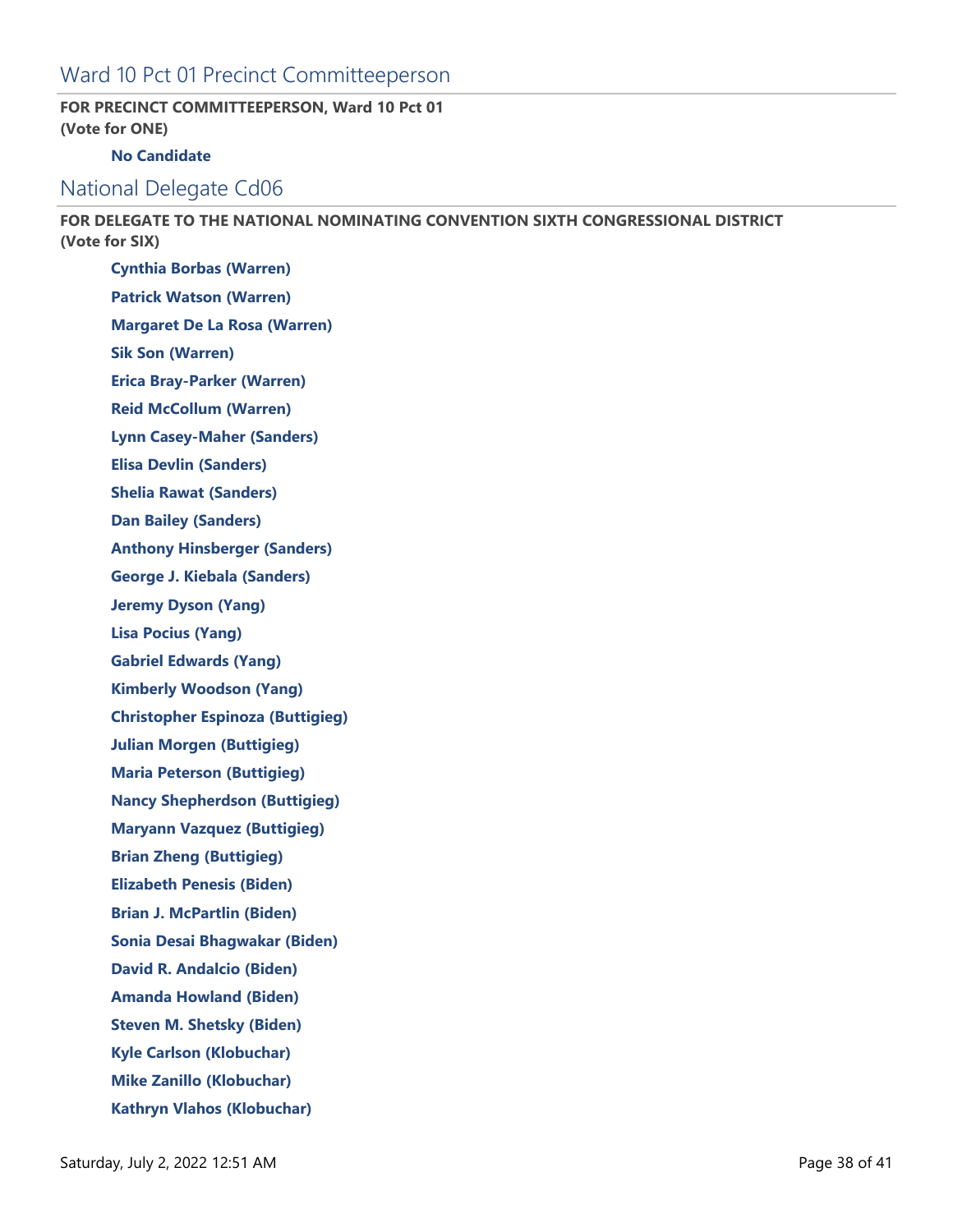## Ward 10 Pct 01 Precinct Committeeperson

**FOR PRECINCT COMMITTEEPERSON, Ward 10 Pct 01**
**(Vote for ONE)**

**No Candidate**

## National Delegate Cd06

**FOR DELEGATE TO THE NATIONAL NOMINATING CONVENTION SIXTH CONGRESSIONAL DISTRICT**
**(Vote for SIX)**

**Cynthia Borbas (Warren)**

**Patrick Watson (Warren)**

**Margaret De La Rosa (Warren)**

**Sik Son (Warren)**

**Erica Bray-Parker (Warren)**

**Reid McCollum (Warren)**

**Lynn Casey-Maher (Sanders)**

**Elisa Devlin (Sanders)**

**Shelia Rawat (Sanders)**

**Dan Bailey (Sanders)**

**Anthony Hinsberger (Sanders)**

**George J. Kiebala (Sanders)**

**Jeremy Dyson (Yang)**

**Lisa Pocius (Yang)**

**Gabriel Edwards (Yang)**

**Kimberly Woodson (Yang)**

**Christopher Espinoza (Buttigieg)**

**Julian Morgen (Buttigieg)**

**Maria Peterson (Buttigieg)**

**Nancy Shepherdson (Buttigieg)**

**Maryann Vazquez (Buttigieg)**

**Brian Zheng (Buttigieg)**

**Elizabeth Penesis (Biden)**

**Brian J. McPartlin (Biden)**

**Sonia Desai Bhagwakar (Biden)**

**David R. Andalcio (Biden)**

**Amanda Howland (Biden)**

**Steven M. Shetsky (Biden)**

**Kyle Carlson (Klobuchar)**

**Mike Zanillo (Klobuchar)**

**Kathryn Vlahos (Klobuchar)**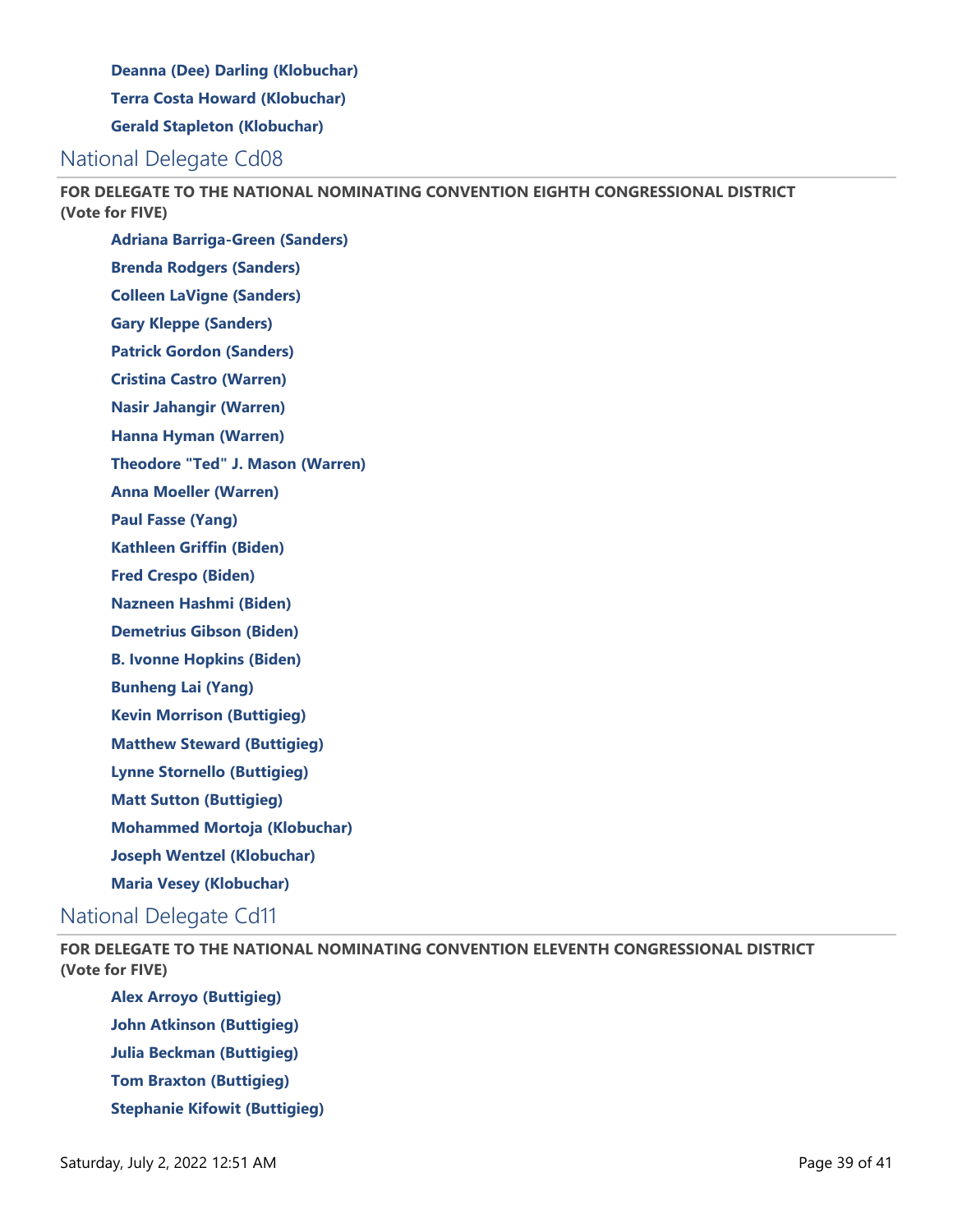**Deanna (Dee) Darling (Klobuchar)**

**Terra Costa Howard (Klobuchar)**

**Gerald Stapleton (Klobuchar)**

## National Delegate Cd08

**FOR DELEGATE TO THE NATIONAL NOMINATING CONVENTION EIGHTH CONGRESSIONAL DISTRICT (Vote for FIVE)**

**Adriana Barriga-Green (Sanders)**

**Brenda Rodgers (Sanders)**

**Colleen LaVigne (Sanders)**

**Gary Kleppe (Sanders)**

**Patrick Gordon (Sanders)**

**Cristina Castro (Warren)**

**Nasir Jahangir (Warren)**

**Hanna Hyman (Warren)**

**Theodore "Ted" J. Mason (Warren)**

**Anna Moeller (Warren)**

**Paul Fasse (Yang)**

**Kathleen Griffin (Biden)**

**Fred Crespo (Biden)**

**Nazneen Hashmi (Biden)**

**Demetrius Gibson (Biden)**

**B. Ivonne Hopkins (Biden)**

**Bunheng Lai (Yang)**

**Kevin Morrison (Buttigieg)**

**Matthew Steward (Buttigieg)**

**Lynne Stornello (Buttigieg)**

**Matt Sutton (Buttigieg)**

**Mohammed Mortoja (Klobuchar)**

**Joseph Wentzel (Klobuchar)**

**Maria Vesey (Klobuchar)**

## National Delegate Cd11

**FOR DELEGATE TO THE NATIONAL NOMINATING CONVENTION ELEVENTH CONGRESSIONAL DISTRICT (Vote for FIVE)**

**Alex Arroyo (Buttigieg)**

**John Atkinson (Buttigieg)**

**Julia Beckman (Buttigieg)**

**Tom Braxton (Buttigieg)**

**Stephanie Kifowit (Buttigieg)**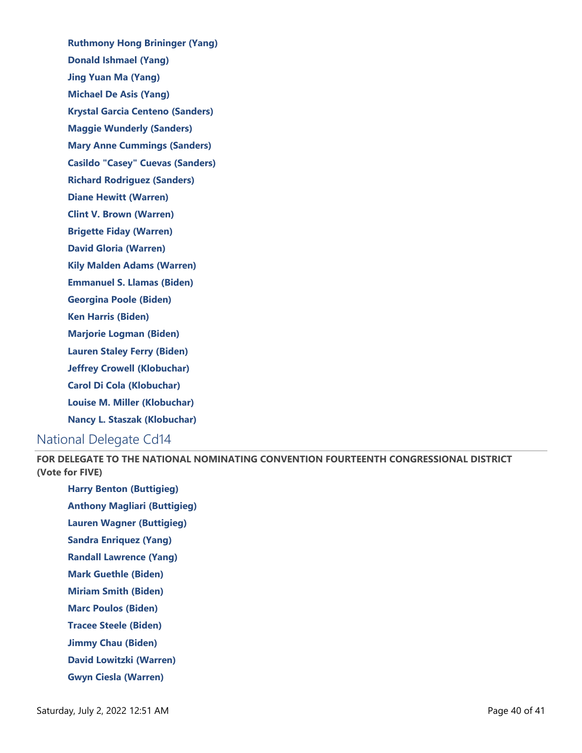**Ruthmony Hong Brininger (Yang)**

**Donald Ishmael (Yang)**

**Jing Yuan Ma (Yang)**

**Michael De Asis (Yang)**

**Krystal Garcia Centeno (Sanders)**

**Maggie Wunderly (Sanders)**

**Mary Anne Cummings (Sanders)**

**Casildo "Casey" Cuevas (Sanders)**

**Richard Rodriguez (Sanders)**

**Diane Hewitt (Warren)**

**Clint V. Brown (Warren)**

**Brigette Fiday (Warren)**

**David Gloria (Warren)**

**Kily Malden Adams (Warren)**

**Emmanuel S. Llamas (Biden)**

**Georgina Poole (Biden)**

**Ken Harris (Biden)**

**Marjorie Logman (Biden)**

**Lauren Staley Ferry (Biden)**

**Jeffrey Crowell (Klobuchar)**

**Carol Di Cola (Klobuchar)**

**Louise M. Miller (Klobuchar)**

**Nancy L. Staszak (Klobuchar)**

## National Delegate Cd14

**FOR DELEGATE TO THE NATIONAL NOMINATING CONVENTION FOURTEENTH CONGRESSIONAL DISTRICT (Vote for FIVE)**

**Harry Benton (Buttigieg)**

**Anthony Magliari (Buttigieg)**

**Lauren Wagner (Buttigieg)**

**Sandra Enriquez (Yang)**

**Randall Lawrence (Yang)**

**Mark Guethle (Biden)**

**Miriam Smith (Biden)**

**Marc Poulos (Biden)**

**Tracee Steele (Biden)**

**Jimmy Chau (Biden)**

**David Lowitzki (Warren)**

**Gwyn Ciesla (Warren)**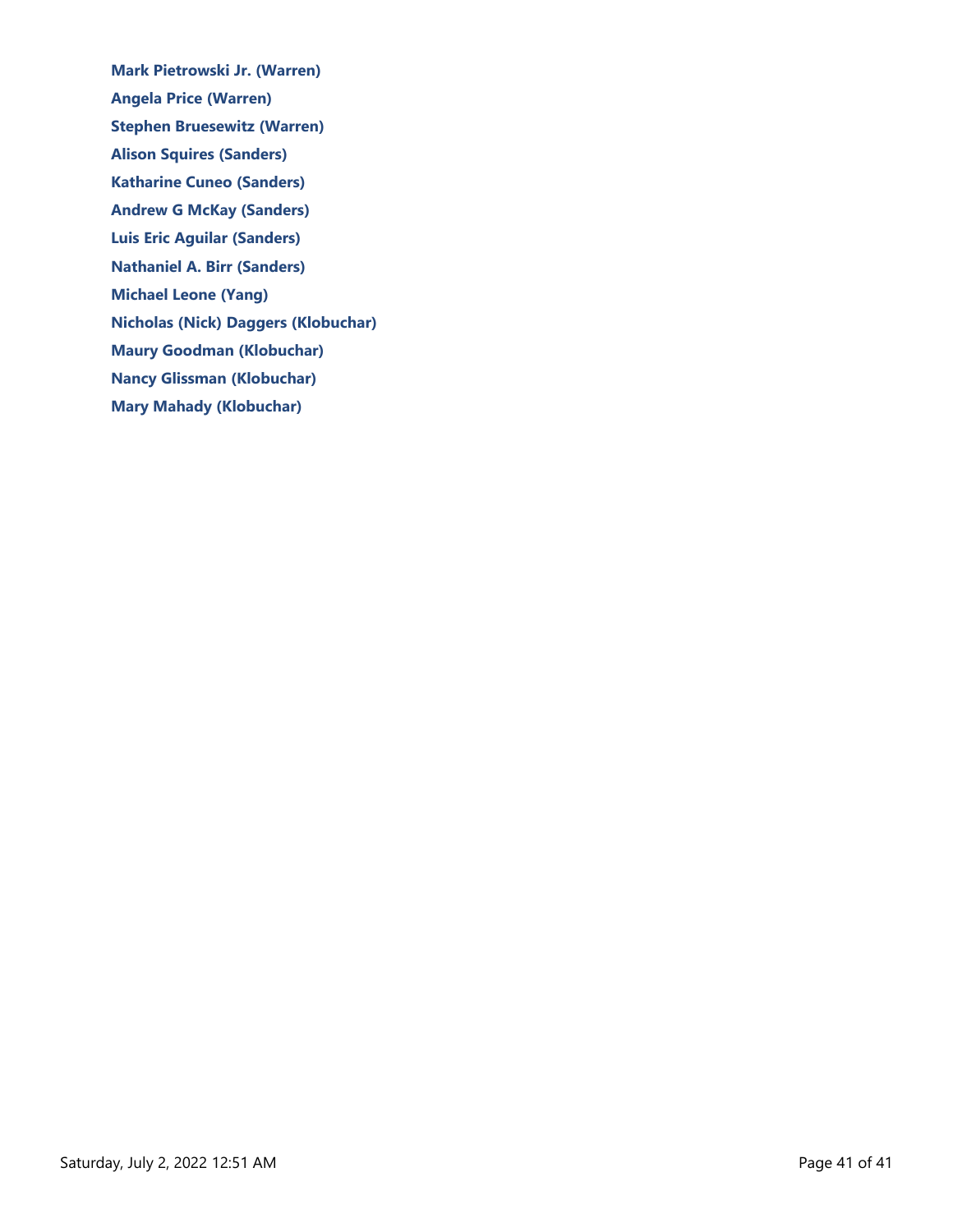**Mark Pietrowski Jr. (Warren)**

**Angela Price (Warren)**

**Stephen Bruesewitz (Warren)**

**Alison Squires (Sanders)**

**Katharine Cuneo (Sanders)**

**Andrew G McKay (Sanders)**

**Luis Eric Aguilar (Sanders)**

**Nathaniel A. Birr (Sanders)**

**Michael Leone (Yang)**

**Nicholas (Nick) Daggers (Klobuchar)**

**Maury Goodman (Klobuchar)**

**Nancy Glissman (Klobuchar)**

**Mary Mahady (Klobuchar)**